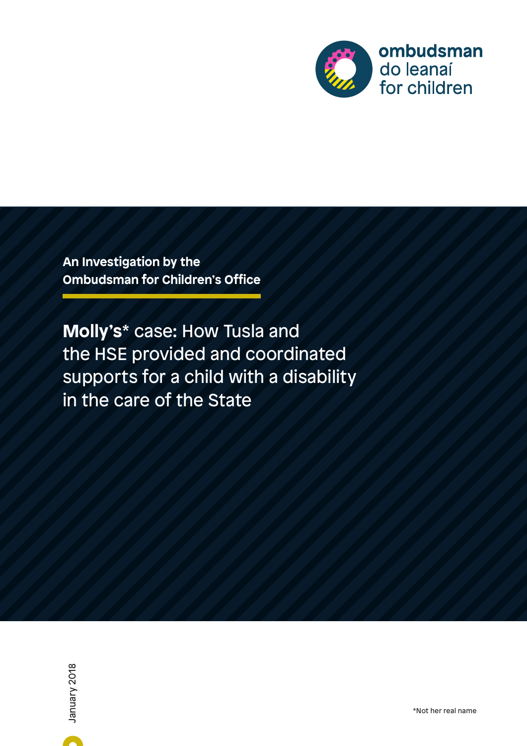ombudsman
do leanaí
for children

An Investigation by the
Ombudsman for Children's Office

# **Molly's*** case: How Tusla and the HSE provided and coordinated supports for a child with a disability in the care of the State

January 2018

*Not her real name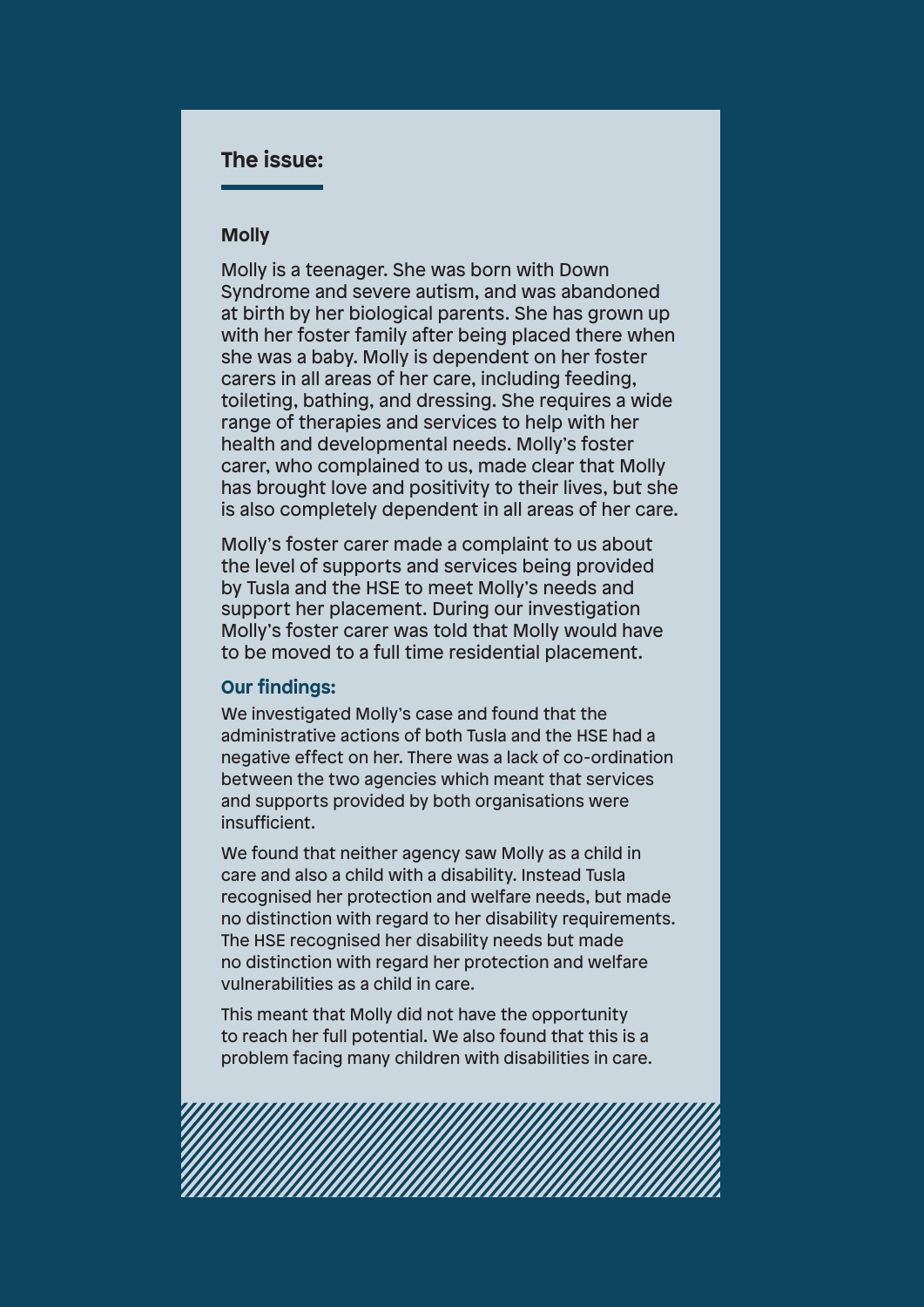## The issue:

### Molly

Molly is a teenager. She was born with Down Syndrome and severe autism, and was abandoned at birth by her biological parents. She has grown up with her foster family after being placed there when she was a baby. Molly is dependent on her foster carers in all areas of her care, including feeding, toileting, bathing, and dressing. She requires a wide range of therapies and services to help with her health and developmental needs. Molly's foster carer, who complained to us, made clear that Molly has brought love and positivity to their lives, but she is also completely dependent in all areas of her care.

Molly's foster carer made a complaint to us about the level of supports and services being provided by Tusla and the HSE to meet Molly's needs and support her placement. During our investigation Molly's foster carer was told that Molly would have to be moved to a full time residential placement.

### Our findings:

We investigated Molly's case and found that the administrative actions of both Tusla and the HSE had a negative effect on her. There was a lack of co-ordination between the two agencies which meant that services and supports provided by both organisations were insufficient.

We found that neither agency saw Molly as a child in care and also a child with a disability. Instead Tusla recognised her protection and welfare needs, but made no distinction with regard to her disability requirements. The HSE recognised her disability needs but made no distinction with regard her protection and welfare vulnerabilities as a child in care.

This meant that Molly did not have the opportunity to reach her full potential. We also found that this is a problem facing many children with disabilities in care.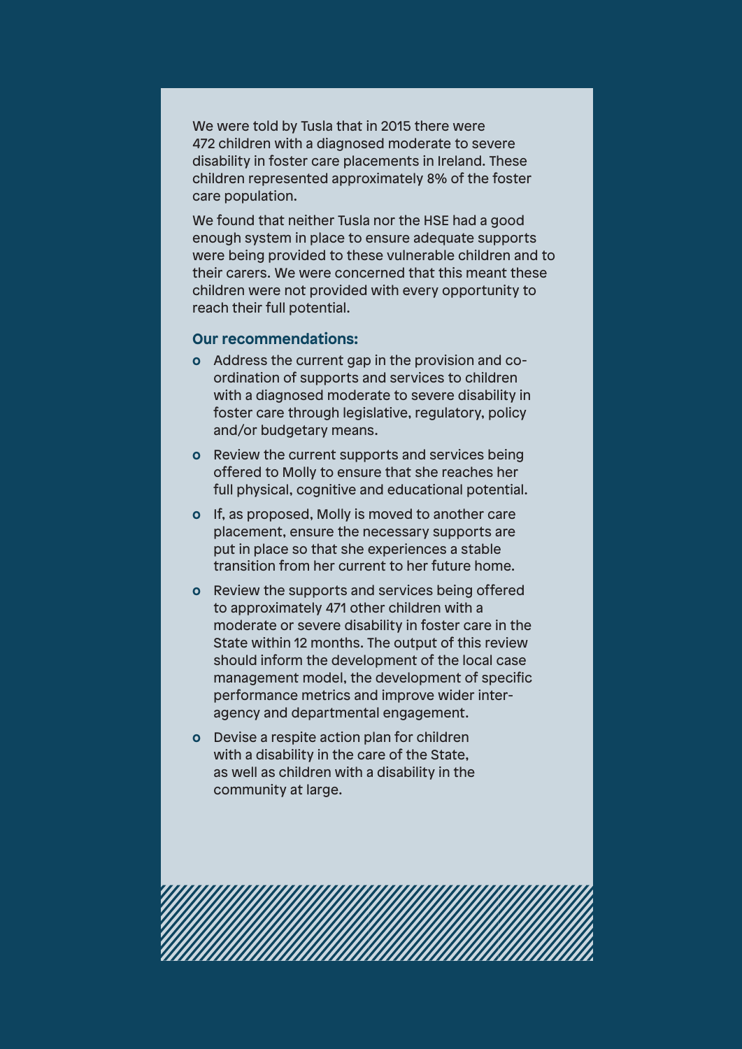We were told by Tusla that in 2015 there were 472 children with a diagnosed moderate to severe disability in foster care placements in Ireland. These children represented approximately 8% of the foster care population.

We found that neither Tusla nor the HSE had a good enough system in place to ensure adequate supports were being provided to these vulnerable children and to their carers. We were concerned that this meant these children were not provided with every opportunity to reach their full potential.

**Our recommendations:**

- Address the current gap in the provision and co-ordination of supports and services to children with a diagnosed moderate to severe disability in foster care through legislative, regulatory, policy and/or budgetary means.
- Review the current supports and services being offered to Molly to ensure that she reaches her full physical, cognitive and educational potential.
- If, as proposed, Molly is moved to another care placement, ensure the necessary supports are put in place so that she experiences a stable transition from her current to her future home.
- Review the supports and services being offered to approximately 471 other children with a moderate or severe disability in foster care in the State within 12 months. The output of this review should inform the development of the local case management model, the development of specific performance metrics and improve wider inter-agency and departmental engagement.
- Devise a respite action plan for children with a disability in the care of the State, as well as children with a disability in the community at large.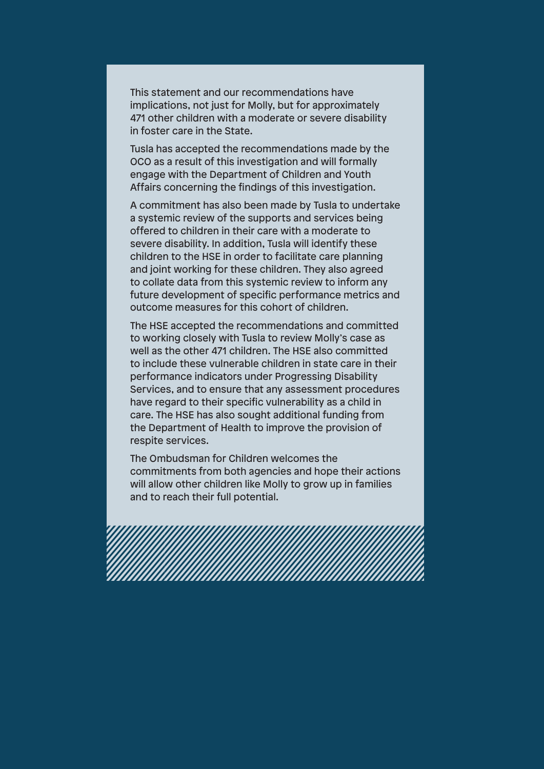This statement and our recommendations have implications, not just for Molly, but for approximately 471 other children with a moderate or severe disability in foster care in the State.

Tusla has accepted the recommendations made by the OCO as a result of this investigation and will formally engage with the Department of Children and Youth Affairs concerning the findings of this investigation.

A commitment has also been made by Tusla to undertake a systemic review of the supports and services being offered to children in their care with a moderate to severe disability. In addition, Tusla will identify these children to the HSE in order to facilitate care planning and joint working for these children. They also agreed to collate data from this systemic review to inform any future development of specific performance metrics and outcome measures for this cohort of children.

The HSE accepted the recommendations and committed to working closely with Tusla to review Molly's case as well as the other 471 children. The HSE also committed to include these vulnerable children in state care in their performance indicators under Progressing Disability Services, and to ensure that any assessment procedures have regard to their specific vulnerability as a child in care. The HSE has also sought additional funding from the Department of Health to improve the provision of respite services.

The Ombudsman for Children welcomes the commitments from both agencies and hope their actions will allow other children like Molly to grow up in families and to reach their full potential.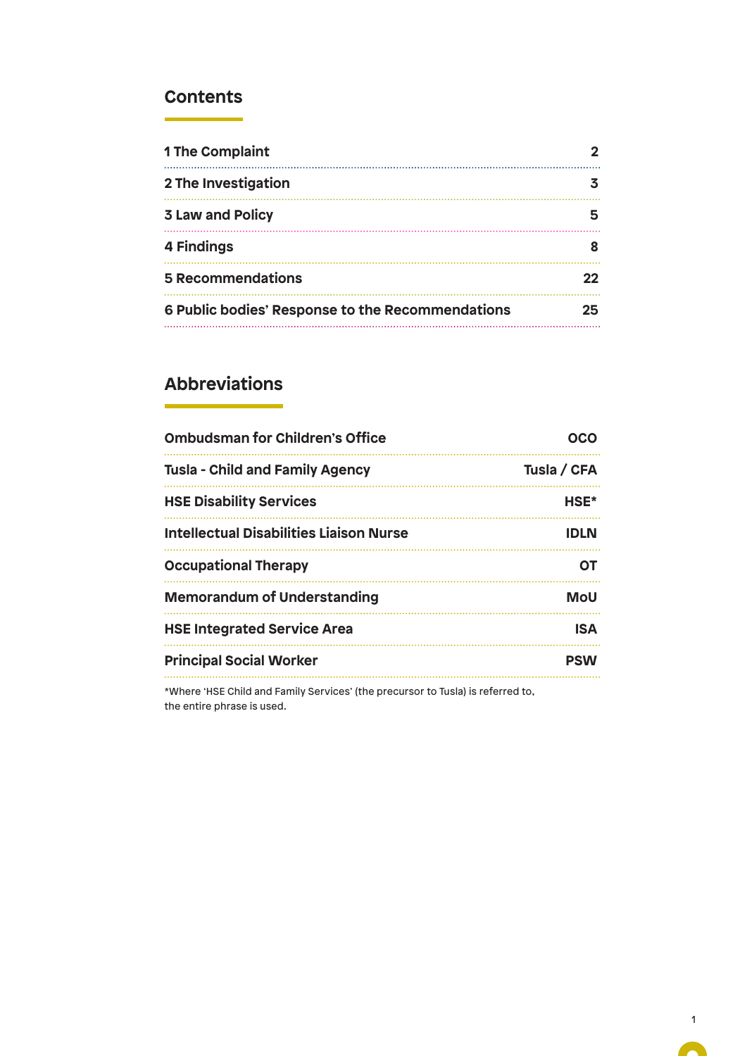## Contents

| | |
|---|---|
| 1 The Complaint | 2 |
| 2 The Investigation | 3 |
| 3 Law and Policy | 5 |
| 4 Findings | 8 |
| 5 Recommendations | 22 |
| 6 Public bodies' Response to the Recommendations | 25 |

## Abbreviations

| | |
|---|---|
| Ombudsman for Children's Office | OCO |
| Tusla - Child and Family Agency | Tusla / CFA |
| HSE Disability Services | HSE* |
| Intellectual Disabilities Liaison Nurse | IDLN |
| Occupational Therapy | OT |
| Memorandum of Understanding | MoU |
| HSE Integrated Service Area | ISA |
| Principal Social Worker | PSW |

*Where 'HSE Child and Family Services' (the precursor to Tusla) is referred to, the entire phrase is used.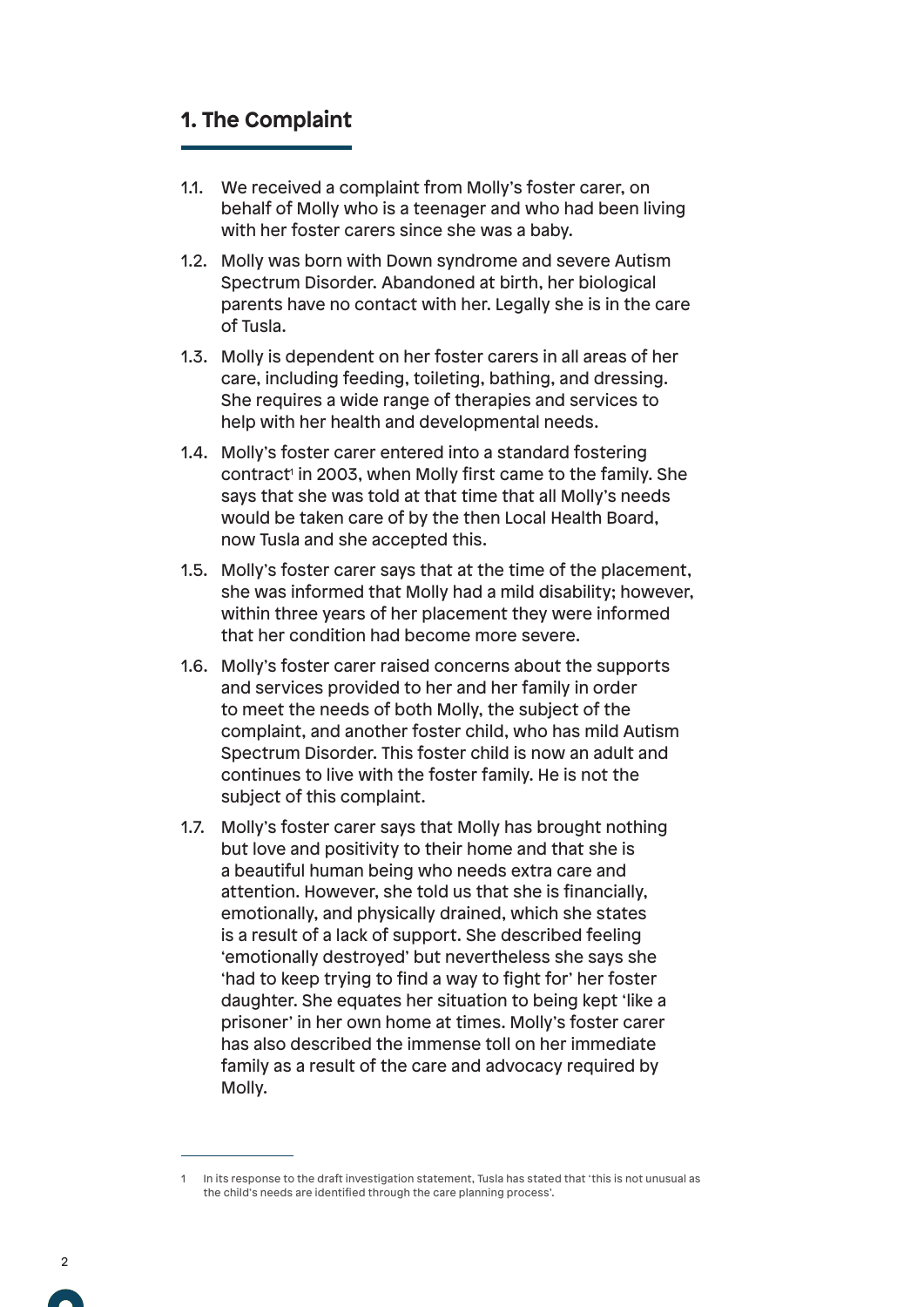## 1. The Complaint

1.1. We received a complaint from Molly's foster carer, on behalf of Molly who is a teenager and who had been living with her foster carers since she was a baby.

1.2. Molly was born with Down syndrome and severe Autism Spectrum Disorder. Abandoned at birth, her biological parents have no contact with her. Legally she is in the care of Tusla.

1.3. Molly is dependent on her foster carers in all areas of her care, including feeding, toileting, bathing, and dressing. She requires a wide range of therapies and services to help with her health and developmental needs.

1.4. Molly's foster carer entered into a standard fostering contract[1] in 2003, when Molly first came to the family. She says that she was told at that time that all Molly's needs would be taken care of by the then Local Health Board, now Tusla and she accepted this.

1.5. Molly's foster carer says that at the time of the placement, she was informed that Molly had a mild disability; however, within three years of her placement they were informed that her condition had become more severe.

1.6. Molly's foster carer raised concerns about the supports and services provided to her and her family in order to meet the needs of both Molly, the subject of the complaint, and another foster child, who has mild Autism Spectrum Disorder. This foster child is now an adult and continues to live with the foster family. He is not the subject of this complaint.

1.7. Molly's foster carer says that Molly has brought nothing but love and positivity to their home and that she is a beautiful human being who needs extra care and attention. However, she told us that she is financially, emotionally, and physically drained, which she states is a result of a lack of support. She described feeling 'emotionally destroyed' but nevertheless she says she 'had to keep trying to find a way to fight for' her foster daughter. She equates her situation to being kept 'like a prisoner' in her own home at times. Molly's foster carer has also described the immense toll on her immediate family as a result of the care and advocacy required by Molly.

---

1 In its response to the draft investigation statement, Tusla has stated that 'this is not unusual as the child's needs are identified through the care planning process'.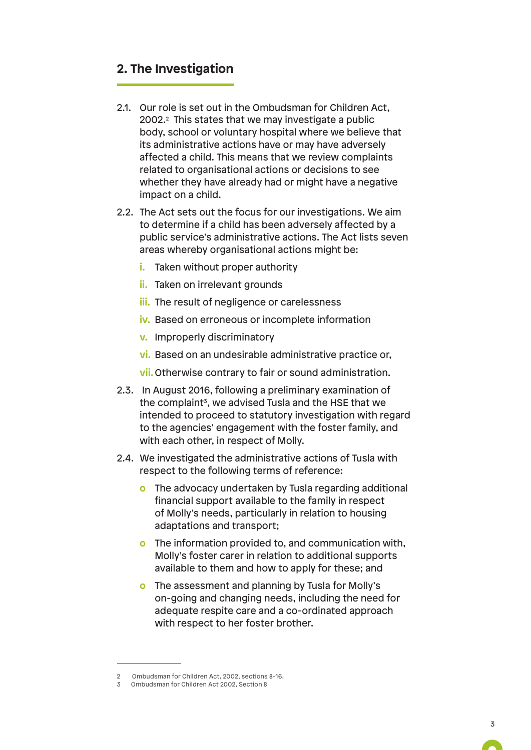## 2. The Investigation

2.1. Our role is set out in the Ombudsman for Children Act, 2002.[2] This states that we may investigate a public body, school or voluntary hospital where we believe that its administrative actions have or may have adversely affected a child. This means that we review complaints related to organisational actions or decisions to see whether they have already had or might have a negative impact on a child.

2.2. The Act sets out the focus for our investigations. We aim to determine if a child has been adversely affected by a public service's administrative actions. The Act lists seven areas whereby organisational actions might be:

- i. Taken without proper authority
- ii. Taken on irrelevant grounds
- iii. The result of negligence or carelessness
- iv. Based on erroneous or incomplete information
- v. Improperly discriminatory
- vi. Based on an undesirable administrative practice or,
- vii. Otherwise contrary to fair or sound administration.

2.3. In August 2016, following a preliminary examination of the complaint[3], we advised Tusla and the HSE that we intended to proceed to statutory investigation with regard to the agencies' engagement with the foster family, and with each other, in respect of Molly.

2.4. We investigated the administrative actions of Tusla with respect to the following terms of reference:

- The advocacy undertaken by Tusla regarding additional financial support available to the family in respect of Molly's needs, particularly in relation to housing adaptations and transport;
- The information provided to, and communication with, Molly's foster carer in relation to additional supports available to them and how to apply for these; and
- The assessment and planning by Tusla for Molly's on-going and changing needs, including the need for adequate respite care and a co-ordinated approach with respect to her foster brother.

---

2 Ombudsman for Children Act, 2002, sections 8-16.
3 Ombudsman for Children Act 2002, Section 8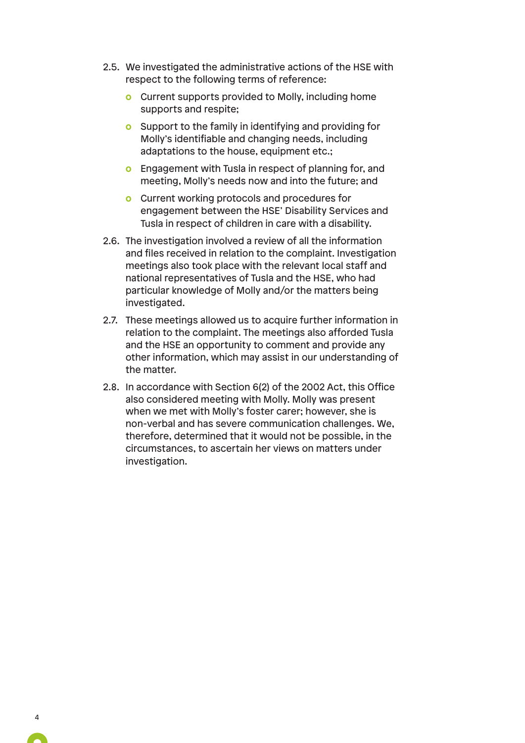2.5. We investigated the administrative actions of the HSE with respect to the following terms of reference:

- Current supports provided to Molly, including home supports and respite;
- Support to the family in identifying and providing for Molly's identifiable and changing needs, including adaptations to the house, equipment etc.;
- Engagement with Tusla in respect of planning for, and meeting, Molly's needs now and into the future; and
- Current working protocols and procedures for engagement between the HSE' Disability Services and Tusla in respect of children in care with a disability.

2.6. The investigation involved a review of all the information and files received in relation to the complaint. Investigation meetings also took place with the relevant local staff and national representatives of Tusla and the HSE, who had particular knowledge of Molly and/or the matters being investigated.

2.7. These meetings allowed us to acquire further information in relation to the complaint. The meetings also afforded Tusla and the HSE an opportunity to comment and provide any other information, which may assist in our understanding of the matter.

2.8. In accordance with Section 6(2) of the 2002 Act, this Office also considered meeting with Molly. Molly was present when we met with Molly's foster carer; however, she is non-verbal and has severe communication challenges. We, therefore, determined that it would not be possible, in the circumstances, to ascertain her views on matters under investigation.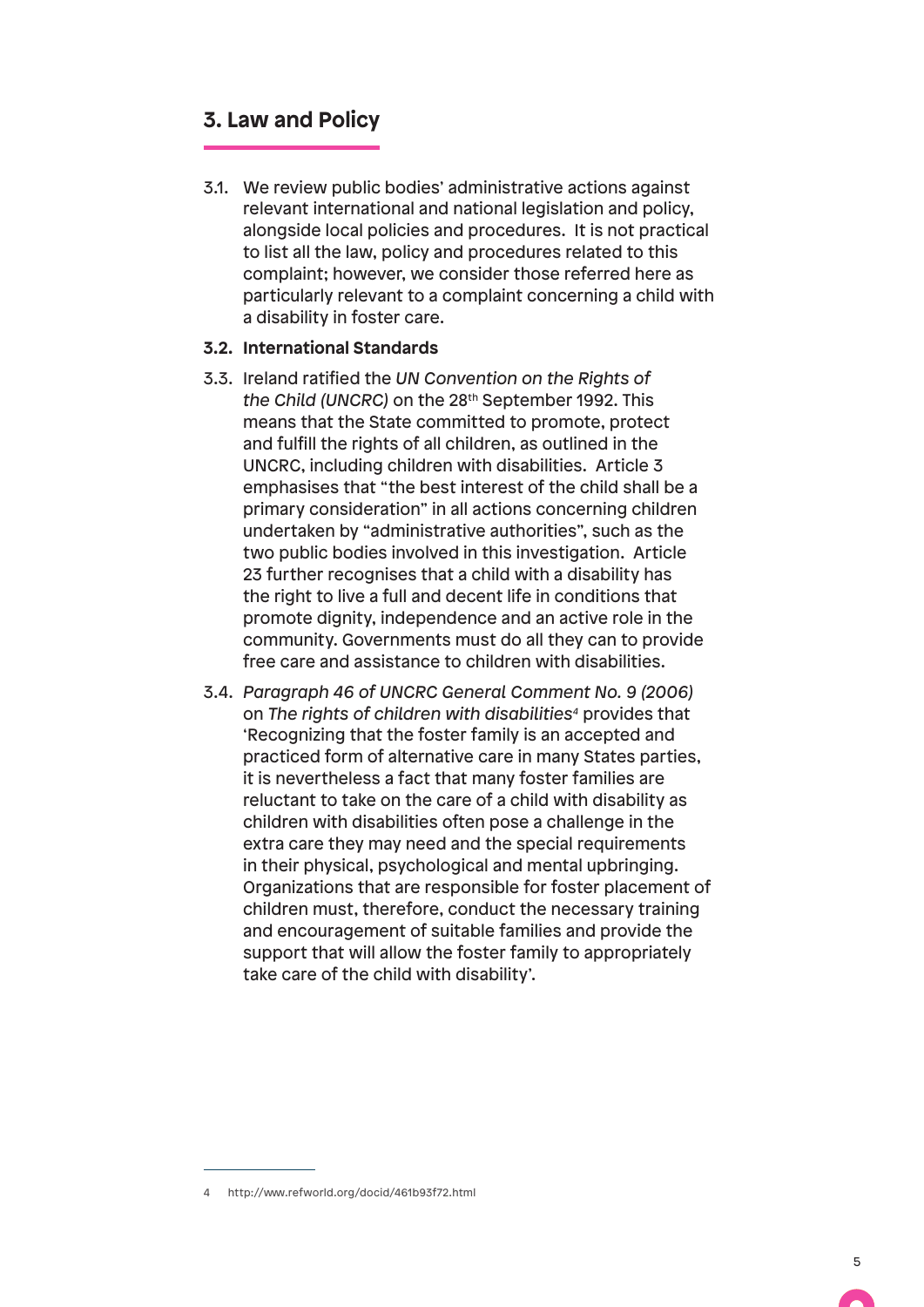## 3. Law and Policy

3.1. We review public bodies' administrative actions against relevant international and national legislation and policy, alongside local policies and procedures. It is not practical to list all the law, policy and procedures related to this complaint; however, we consider those referred here as particularly relevant to a complaint concerning a child with a disability in foster care.

**3.2. International Standards**

3.3. Ireland ratified the *UN Convention on the Rights of the Child (UNCRC)* on the 28th September 1992. This means that the State committed to promote, protect and fulfill the rights of all children, as outlined in the UNCRC, including children with disabilities. Article 3 emphasises that "the best interest of the child shall be a primary consideration" in all actions concerning children undertaken by "administrative authorities", such as the two public bodies involved in this investigation. Article 23 further recognises that a child with a disability has the right to live a full and decent life in conditions that promote dignity, independence and an active role in the community. Governments must do all they can to provide free care and assistance to children with disabilities.

3.4. *Paragraph 46 of UNCRC General Comment No. 9 (2006)* on *The rights of children with disabilities*[4] provides that 'Recognizing that the foster family is an accepted and practiced form of alternative care in many States parties, it is nevertheless a fact that many foster families are reluctant to take on the care of a child with disability as children with disabilities often pose a challenge in the extra care they may need and the special requirements in their physical, psychological and mental upbringing. Organizations that are responsible for foster placement of children must, therefore, conduct the necessary training and encouragement of suitable families and provide the support that will allow the foster family to appropriately take care of the child with disability'.

4 http://ww.refworld.org/docid/461b93f72.html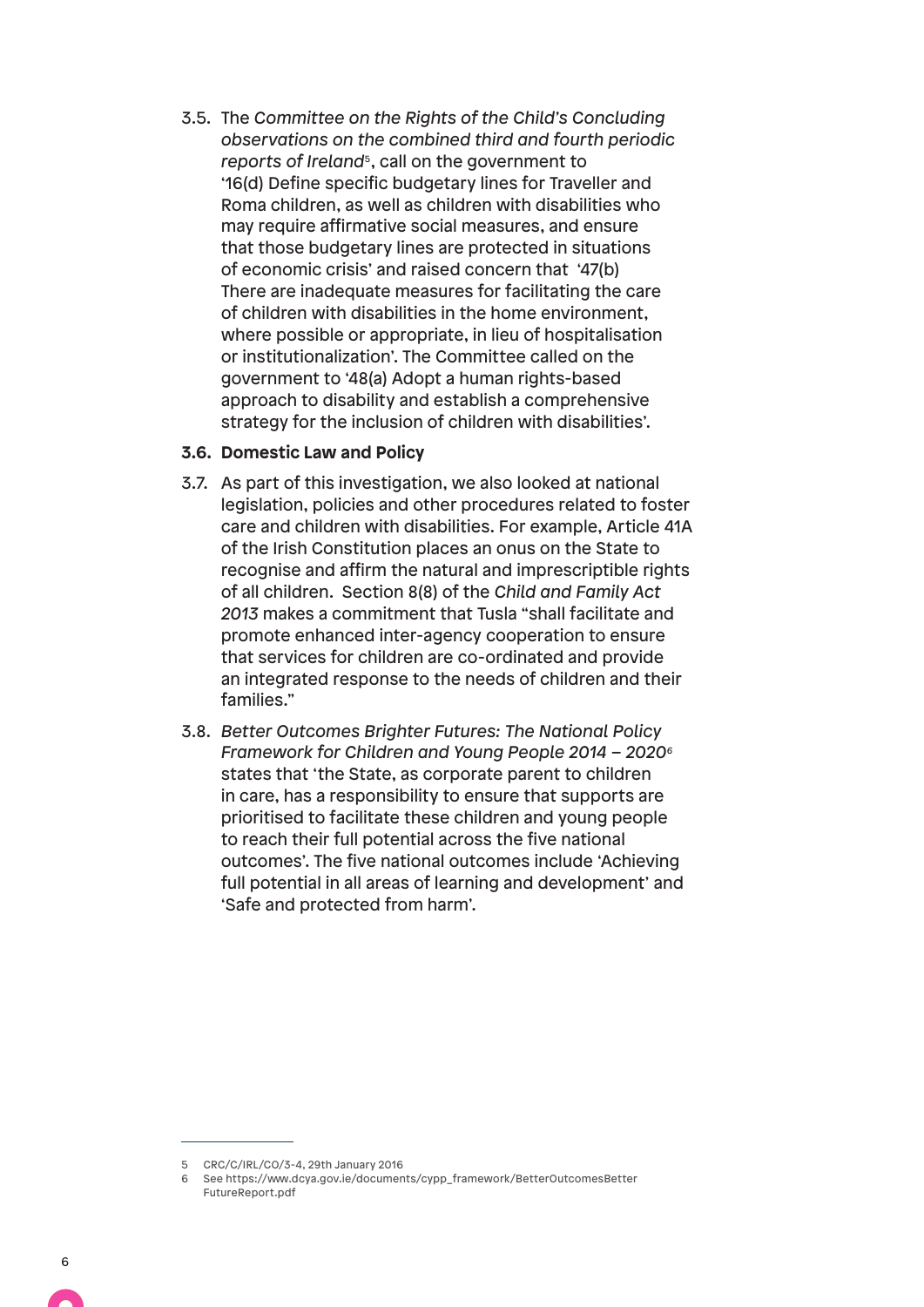3.5. The *Committee on the Rights of the Child's Concluding observations on the combined third and fourth periodic reports of Ireland*[5], call on the government to '16(d) Define specific budgetary lines for Traveller and Roma children, as well as children with disabilities who may require affirmative social measures, and ensure that those budgetary lines are protected in situations of economic crisis' and raised concern that '47(b) There are inadequate measures for facilitating the care of children with disabilities in the home environment, where possible or appropriate, in lieu of hospitalisation or institutionalization'. The Committee called on the government to '48(a) Adopt a human rights-based approach to disability and establish a comprehensive strategy for the inclusion of children with disabilities'.

### 3.6. Domestic Law and Policy

3.7. As part of this investigation, we also looked at national legislation, policies and other procedures related to foster care and children with disabilities. For example, Article 41A of the Irish Constitution places an onus on the State to recognise and affirm the natural and imprescriptible rights of all children. Section 8(8) of the *Child and Family Act 2013* makes a commitment that Tusla "shall facilitate and promote enhanced inter-agency cooperation to ensure that services for children are co-ordinated and provide an integrated response to the needs of children and their families."

3.8. *Better Outcomes Brighter Futures: The National Policy Framework for Children and Young People 2014 – 2020*[6] states that 'the State, as corporate parent to children in care, has a responsibility to ensure that supports are prioritised to facilitate these children and young people to reach their full potential across the five national outcomes'. The five national outcomes include 'Achieving full potential in all areas of learning and development' and 'Safe and protected from harm'.

---

5 CRC/C/IRL/CO/3-4, 29th January 2016

6 See https://www.dcya.gov.ie/documents/cypp_framework/BetterOutcomesBetterFutureReport.pdf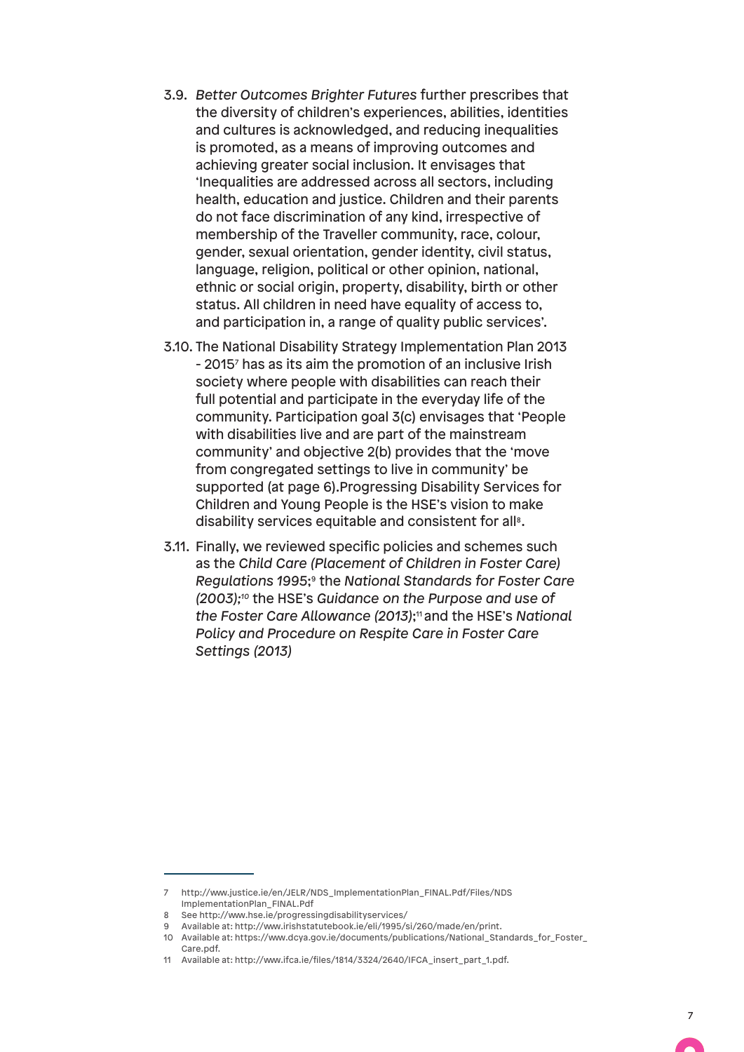3.9. *Better Outcomes Brighter Futures* further prescribes that the diversity of children's experiences, abilities, identities and cultures is acknowledged, and reducing inequalities is promoted, as a means of improving outcomes and achieving greater social inclusion. It envisages that 'Inequalities are addressed across all sectors, including health, education and justice. Children and their parents do not face discrimination of any kind, irrespective of membership of the Traveller community, race, colour, gender, sexual orientation, gender identity, civil status, language, religion, political or other opinion, national, ethnic or social origin, property, disability, birth or other status. All children in need have equality of access to, and participation in, a range of quality public services'.

3.10. The National Disability Strategy Implementation Plan 2013 - 2015[7] has as its aim the promotion of an inclusive Irish society where people with disabilities can reach their full potential and participate in the everyday life of the community. Participation goal 3(c) envisages that 'People with disabilities live and are part of the mainstream community' and objective 2(b) provides that the 'move from congregated settings to live in community' be supported (at page 6).Progressing Disability Services for Children and Young People is the HSE's vision to make disability services equitable and consistent for all[8].

3.11. Finally, we reviewed specific policies and schemes such as the *Child Care (Placement of Children in Foster Care) Regulations 1995*;[9] the *National Standards for Foster Care (2003);*[10] the HSE's *Guidance on the Purpose and use of the Foster Care Allowance (2013)*;[11] and the HSE's *National Policy and Procedure on Respite Care in Foster Care Settings (2013)*

---

7 http://www.justice.ie/en/JELR/NDS_ImplementationPlan_FINAL.Pdf/Files/NDS ImplementationPlan_FINAL.Pdf

8 See http://www.hse.ie/progressingdisabilityservices/

9 Available at: http://www.irishstatutebook.ie/eli/1995/si/260/made/en/print.

10 Available at: https://www.dcya.gov.ie/documents/publications/National_Standards_for_Foster_Care.pdf.

11 Available at: http://www.ifca.ie/files/1814/3324/2640/IFCA_insert_part_1.pdf.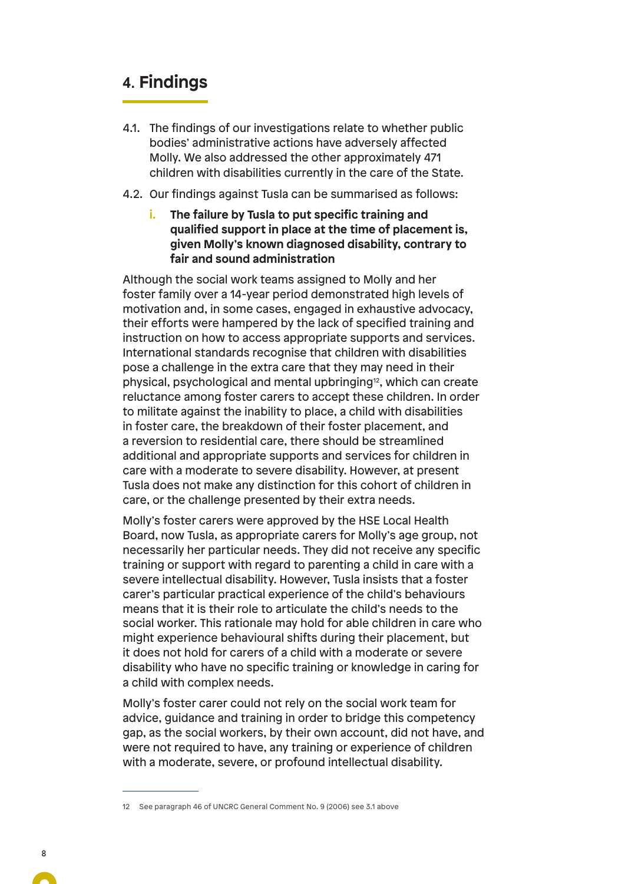# 4. Findings

4.1. The findings of our investigations relate to whether public bodies' administrative actions have adversely affected Molly. We also addressed the other approximately 471 children with disabilities currently in the care of the State.

4.2. Our findings against Tusla can be summarised as follows:

**i. The failure by Tusla to put specific training and qualified support in place at the time of placement is, given Molly's known diagnosed disability, contrary to fair and sound administration**

Although the social work teams assigned to Molly and her foster family over a 14-year period demonstrated high levels of motivation and, in some cases, engaged in exhaustive advocacy, their efforts were hampered by the lack of specified training and instruction on how to access appropriate supports and services. International standards recognise that children with disabilities pose a challenge in the extra care that they may need in their physical, psychological and mental upbringing[12], which can create reluctance among foster carers to accept these children. In order to militate against the inability to place, a child with disabilities in foster care, the breakdown of their foster placement, and a reversion to residential care, there should be streamlined additional and appropriate supports and services for children in care with a moderate to severe disability. However, at present Tusla does not make any distinction for this cohort of children in care, or the challenge presented by their extra needs.

Molly's foster carers were approved by the HSE Local Health Board, now Tusla, as appropriate carers for Molly's age group, not necessarily her particular needs. They did not receive any specific training or support with regard to parenting a child in care with a severe intellectual disability. However, Tusla insists that a foster carer's particular practical experience of the child's behaviours means that it is their role to articulate the child's needs to the social worker. This rationale may hold for able children in care who might experience behavioural shifts during their placement, but it does not hold for carers of a child with a moderate or severe disability who have no specific training or knowledge in caring for a child with complex needs.

Molly's foster carer could not rely on the social work team for advice, guidance and training in order to bridge this competency gap, as the social workers, by their own account, did not have, and were not required to have, any training or experience of children with a moderate, severe, or profound intellectual disability.

---

12 See paragraph 46 of UNCRC General Comment No. 9 (2006) see 3.1 above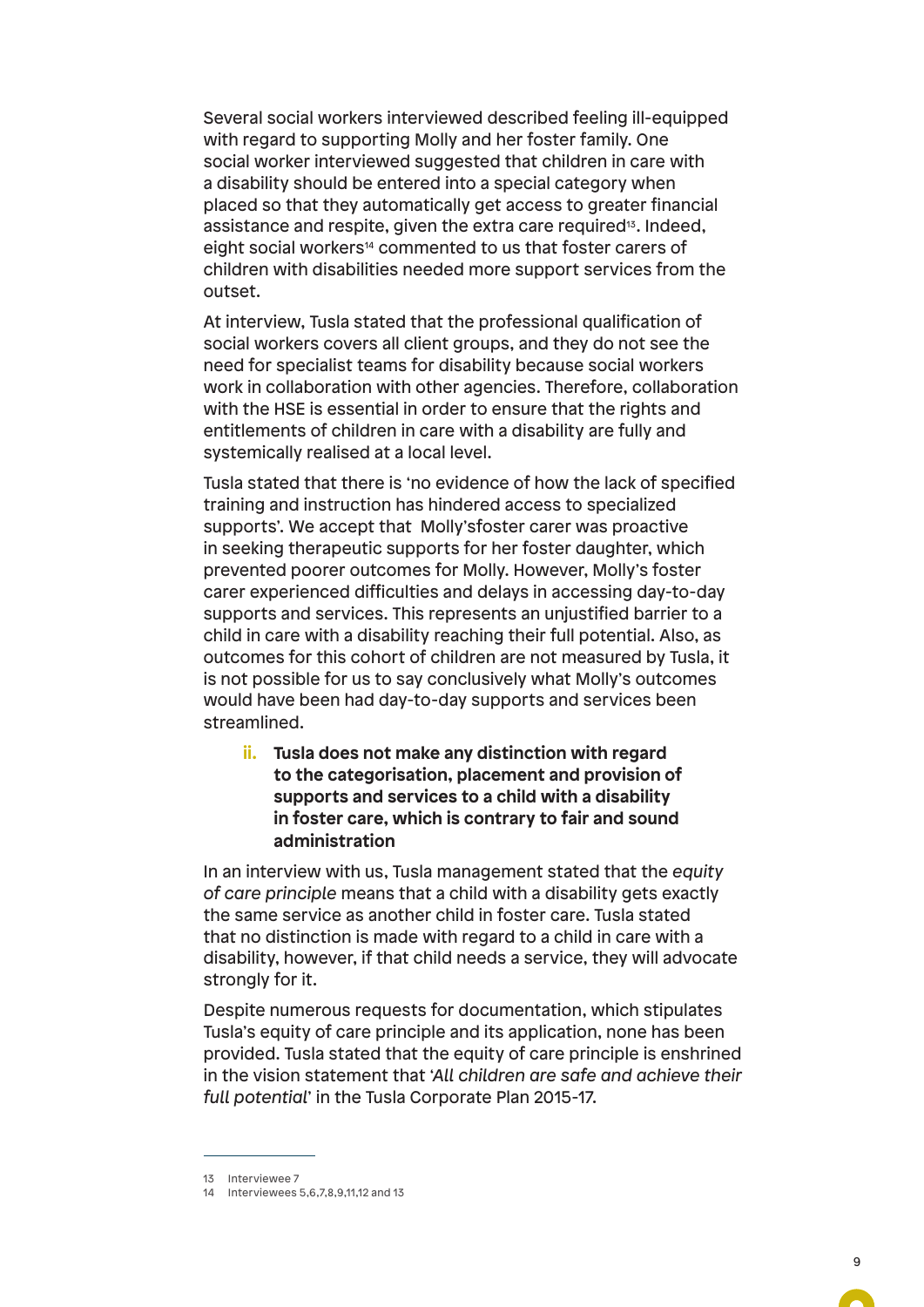Several social workers interviewed described feeling ill-equipped with regard to supporting Molly and her foster family. One social worker interviewed suggested that children in care with a disability should be entered into a special category when placed so that they automatically get access to greater financial assistance and respite, given the extra care required[13]. Indeed, eight social workers[14] commented to us that foster carers of children with disabilities needed more support services from the outset.

At interview, Tusla stated that the professional qualification of social workers covers all client groups, and they do not see the need for specialist teams for disability because social workers work in collaboration with other agencies. Therefore, collaboration with the HSE is essential in order to ensure that the rights and entitlements of children in care with a disability are fully and systemically realised at a local level.

Tusla stated that there is 'no evidence of how the lack of specified training and instruction has hindered access to specialized supports'. We accept that Molly'sfoster carer was proactive in seeking therapeutic supports for her foster daughter, which prevented poorer outcomes for Molly. However, Molly's foster carer experienced difficulties and delays in accessing day-to-day supports and services. This represents an unjustified barrier to a child in care with a disability reaching their full potential. Also, as outcomes for this cohort of children are not measured by Tusla, it is not possible for us to say conclusively what Molly's outcomes would have been had day-to-day supports and services been streamlined.

### ii. Tusla does not make any distinction with regard to the categorisation, placement and provision of supports and services to a child with a disability in foster care, which is contrary to fair and sound administration

In an interview with us, Tusla management stated that the *equity of care principle* means that a child with a disability gets exactly the same service as another child in foster care. Tusla stated that no distinction is made with regard to a child in care with a disability, however, if that child needs a service, they will advocate strongly for it.

Despite numerous requests for documentation, which stipulates Tusla's equity of care principle and its application, none has been provided. Tusla stated that the equity of care principle is enshrined in the vision statement that '*All children are safe and achieve their full potential*' in the Tusla Corporate Plan 2015-17.

---

13 Interviewee 7

14 Interviewees 5,6,7,8,9,11,12 and 13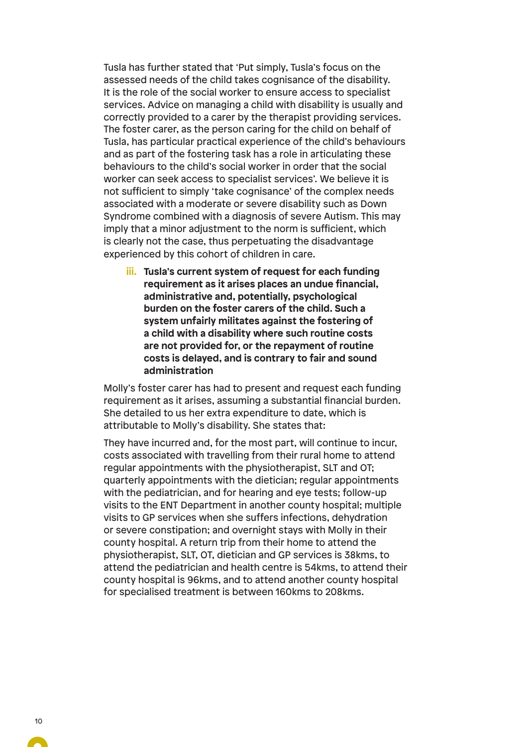Tusla has further stated that 'Put simply, Tusla's focus on the assessed needs of the child takes cognisance of the disability. It is the role of the social worker to ensure access to specialist services. Advice on managing a child with disability is usually and correctly provided to a carer by the therapist providing services. The foster carer, as the person caring for the child on behalf of Tusla, has particular practical experience of the child's behaviours and as part of the fostering task has a role in articulating these behaviours to the child's social worker in order that the social worker can seek access to specialist services'. We believe it is not sufficient to simply 'take cognisance' of the complex needs associated with a moderate or severe disability such as Down Syndrome combined with a diagnosis of severe Autism. This may imply that a minor adjustment to the norm is sufficient, which is clearly not the case, thus perpetuating the disadvantage experienced by this cohort of children in care.

iii. **Tusla's current system of request for each funding requirement as it arises places an undue financial, administrative and, potentially, psychological burden on the foster carers of the child. Such a system unfairly militates against the fostering of a child with a disability where such routine costs are not provided for, or the repayment of routine costs is delayed, and is contrary to fair and sound administration**

Molly's foster carer has had to present and request each funding requirement as it arises, assuming a substantial financial burden. She detailed to us her extra expenditure to date, which is attributable to Molly's disability. She states that:

They have incurred and, for the most part, will continue to incur, costs associated with travelling from their rural home to attend regular appointments with the physiotherapist, SLT and OT; quarterly appointments with the dietician; regular appointments with the pediatrician, and for hearing and eye tests; follow-up visits to the ENT Department in another county hospital; multiple visits to GP services when she suffers infections, dehydration or severe constipation; and overnight stays with Molly in their county hospital. A return trip from their home to attend the physiotherapist, SLT, OT, dietician and GP services is 38kms, to attend the pediatrician and health centre is 54kms, to attend their county hospital is 96kms, and to attend another county hospital for specialised treatment is between 160kms to 208kms.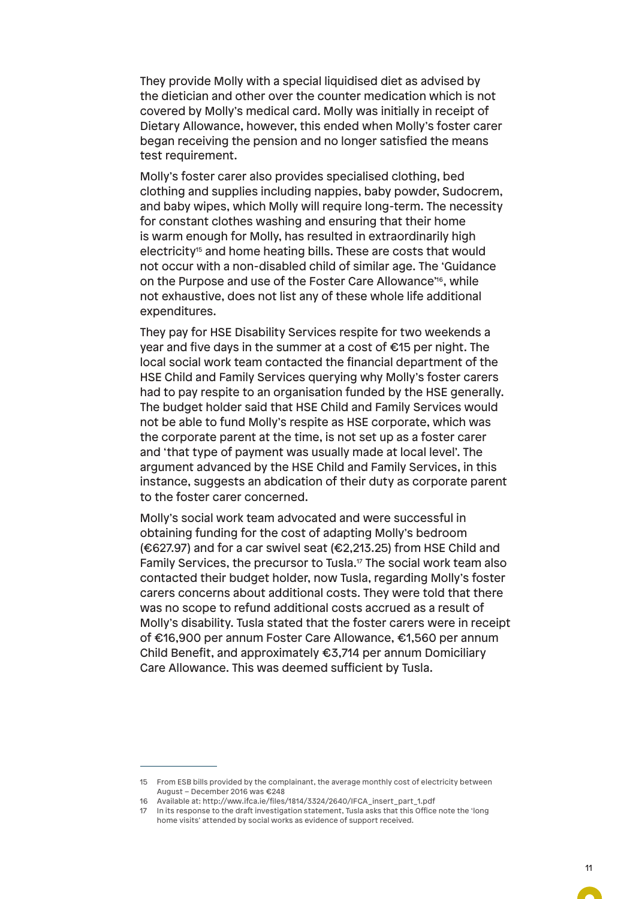They provide Molly with a special liquidised diet as advised by the dietician and other over the counter medication which is not covered by Molly's medical card. Molly was initially in receipt of Dietary Allowance, however, this ended when Molly's foster carer began receiving the pension and no longer satisfied the means test requirement.

Molly's foster carer also provides specialised clothing, bed clothing and supplies including nappies, baby powder, Sudocrem, and baby wipes, which Molly will require long-term. The necessity for constant clothes washing and ensuring that their home is warm enough for Molly, has resulted in extraordinarily high electricity[15] and home heating bills. These are costs that would not occur with a non-disabled child of similar age. The 'Guidance on the Purpose and use of the Foster Care Allowance'[16], while not exhaustive, does not list any of these whole life additional expenditures.

They pay for HSE Disability Services respite for two weekends a year and five days in the summer at a cost of €15 per night. The local social work team contacted the financial department of the HSE Child and Family Services querying why Molly's foster carers had to pay respite to an organisation funded by the HSE generally. The budget holder said that HSE Child and Family Services would not be able to fund Molly's respite as HSE corporate, which was the corporate parent at the time, is not set up as a foster carer and 'that type of payment was usually made at local level'. The argument advanced by the HSE Child and Family Services, in this instance, suggests an abdication of their duty as corporate parent to the foster carer concerned.

Molly's social work team advocated and were successful in obtaining funding for the cost of adapting Molly's bedroom (€627.97) and for a car swivel seat (€2,213.25) from HSE Child and Family Services, the precursor to Tusla.[17] The social work team also contacted their budget holder, now Tusla, regarding Molly's foster carers concerns about additional costs. They were told that there was no scope to refund additional costs accrued as a result of Molly's disability. Tusla stated that the foster carers were in receipt of €16,900 per annum Foster Care Allowance, €1,560 per annum Child Benefit, and approximately €3,714 per annum Domiciliary Care Allowance. This was deemed sufficient by Tusla.

---

15 From ESB bills provided by the complainant, the average monthly cost of electricity between August – December 2016 was €248

16 Available at: http://www.ifca.ie/files/1814/3324/2640/IFCA_insert_part_1.pdf

17 In its response to the draft investigation statement, Tusla asks that this Office note the 'long home visits' attended by social works as evidence of support received.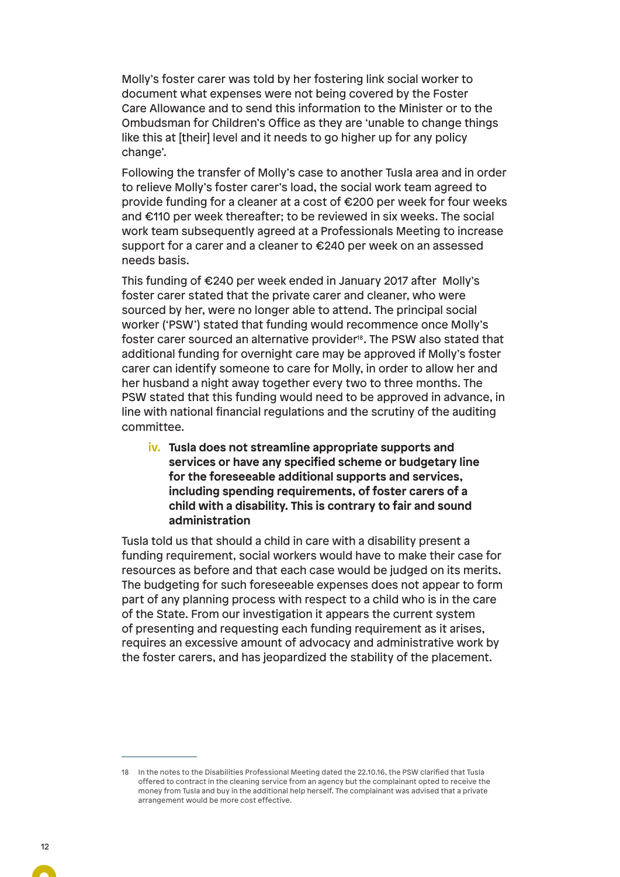Molly's foster carer was told by her fostering link social worker to document what expenses were not being covered by the Foster Care Allowance and to send this information to the Minister or to the Ombudsman for Children's Office as they are 'unable to change things like this at [their] level and it needs to go higher up for any policy change'.

Following the transfer of Molly's case to another Tusla area and in order to relieve Molly's foster carer's load, the social work team agreed to provide funding for a cleaner at a cost of €200 per week for four weeks and €110 per week thereafter; to be reviewed in six weeks. The social work team subsequently agreed at a Professionals Meeting to increase support for a carer and a cleaner to €240 per week on an assessed needs basis.

This funding of €240 per week ended in January 2017 after Molly's foster carer stated that the private carer and cleaner, who were sourced by her, were no longer able to attend. The principal social worker ('PSW') stated that funding would recommence once Molly's foster carer sourced an alternative provider[18]. The PSW also stated that additional funding for overnight care may be approved if Molly's foster carer can identify someone to care for Molly, in order to allow her and her husband a night away together every two to three months. The PSW stated that this funding would need to be approved in advance, in line with national financial regulations and the scrutiny of the auditing committee.

### iv. Tusla does not streamline appropriate supports and services or have any specified scheme or budgetary line for the foreseeable additional supports and services, including spending requirements, of foster carers of a child with a disability. This is contrary to fair and sound administration

Tusla told us that should a child in care with a disability present a funding requirement, social workers would have to make their case for resources as before and that each case would be judged on its merits. The budgeting for such foreseeable expenses does not appear to form part of any planning process with respect to a child who is in the care of the State. From our investigation it appears the current system of presenting and requesting each funding requirement as it arises, requires an excessive amount of advocacy and administrative work by the foster carers, and has jeopardized the stability of the placement.

---

18 In the notes to the Disabilities Professional Meeting dated the 22.10.16, the PSW clarified that Tusla offered to contract in the cleaning service from an agency but the complainant opted to receive the money from Tusla and buy in the additional help herself. The complainant was advised that a private arrangement would be more cost effective.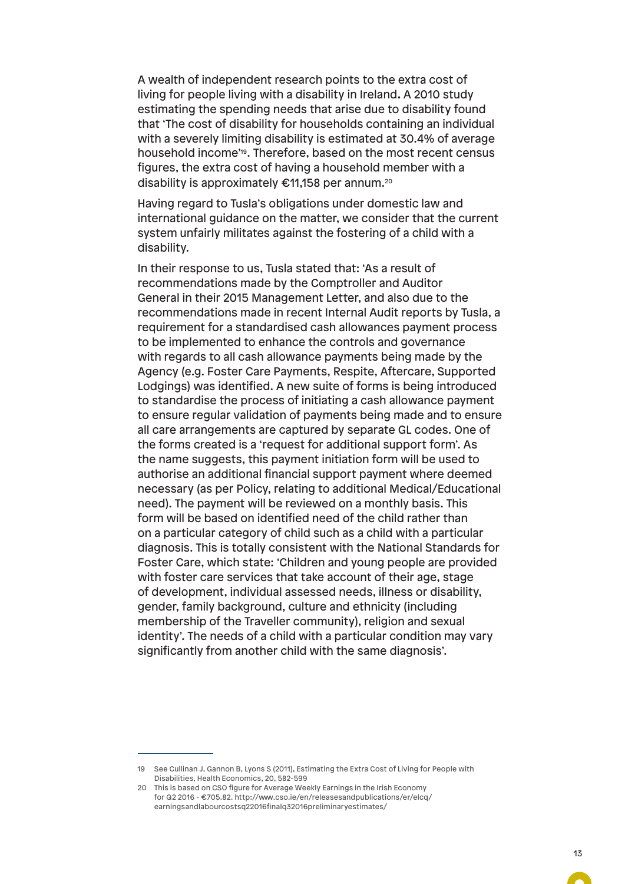A wealth of independent research points to the extra cost of living for people living with a disability in Ireland. A 2010 study estimating the spending needs that arise due to disability found that 'The cost of disability for households containing an individual with a severely limiting disability is estimated at 30.4% of average household income'[19]. Therefore, based on the most recent census figures, the extra cost of having a household member with a disability is approximately €11,158 per annum.[20]

Having regard to Tusla's obligations under domestic law and international guidance on the matter, we consider that the current system unfairly militates against the fostering of a child with a disability.

In their response to us, Tusla stated that: 'As a result of recommendations made by the Comptroller and Auditor General in their 2015 Management Letter, and also due to the recommendations made in recent Internal Audit reports by Tusla, a requirement for a standardised cash allowances payment process to be implemented to enhance the controls and governance with regards to all cash allowance payments being made by the Agency (e.g. Foster Care Payments, Respite, Aftercare, Supported Lodgings) was identified. A new suite of forms is being introduced to standardise the process of initiating a cash allowance payment to ensure regular validation of payments being made and to ensure all care arrangements are captured by separate GL codes. One of the forms created is a 'request for additional support form'. As the name suggests, this payment initiation form will be used to authorise an additional financial support payment where deemed necessary (as per Policy, relating to additional Medical/Educational need). The payment will be reviewed on a monthly basis. This form will be based on identified need of the child rather than on a particular category of child such as a child with a particular diagnosis. This is totally consistent with the National Standards for Foster Care, which state: 'Children and young people are provided with foster care services that take account of their age, stage of development, individual assessed needs, illness or disability, gender, family background, culture and ethnicity (including membership of the Traveller community), religion and sexual identity'. The needs of a child with a particular condition may vary significantly from another child with the same diagnosis'.

---

19 See Cullinan J, Gannon B, Lyons S (2011), Estimating the Extra Cost of Living for People with Disabilities, Health Economics, 20, 582-599

20 This is based on CSO figure for Average Weekly Earnings in the Irish Economy for Q2 2016 - €705.82. http://www.cso.ie/en/releasesandpublications/er/elcq/earningsandlabourcostsq22016finalq32016preliminaryestimates/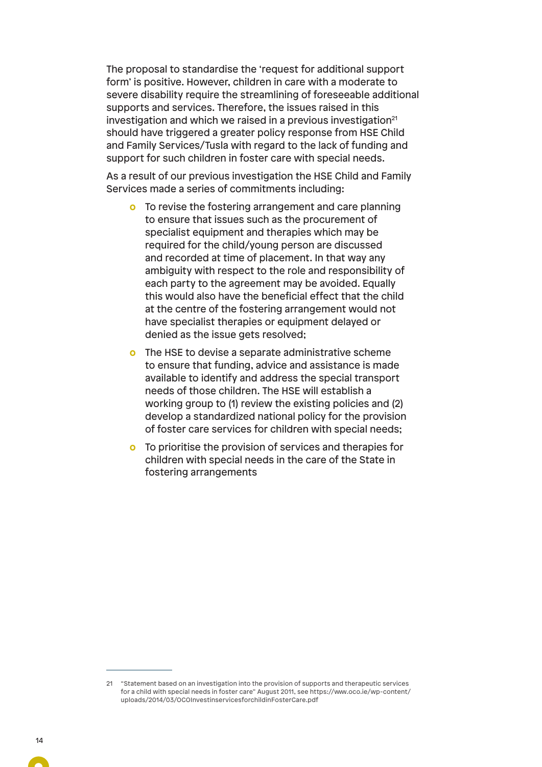The proposal to standardise the 'request for additional support form' is positive. However, children in care with a moderate to severe disability require the streamlining of foreseeable additional supports and services. Therefore, the issues raised in this investigation and which we raised in a previous investigation[21] should have triggered a greater policy response from HSE Child and Family Services/Tusla with regard to the lack of funding and support for such children in foster care with special needs.

As a result of our previous investigation the HSE Child and Family Services made a series of commitments including:

- To revise the fostering arrangement and care planning to ensure that issues such as the procurement of specialist equipment and therapies which may be required for the child/young person are discussed and recorded at time of placement. In that way any ambiguity with respect to the role and responsibility of each party to the agreement may be avoided. Equally this would also have the beneficial effect that the child at the centre of the fostering arrangement would not have specialist therapies or equipment delayed or denied as the issue gets resolved;
- The HSE to devise a separate administrative scheme to ensure that funding, advice and assistance is made available to identify and address the special transport needs of those children. The HSE will establish a working group to (1) review the existing policies and (2) develop a standardized national policy for the provision of foster care services for children with special needs;
- To prioritise the provision of services and therapies for children with special needs in the care of the State in fostering arrangements

21 "Statement based on an investigation into the provision of supports and therapeutic services for a child with special needs in foster care" August 2011, see https://www.oco.ie/wp-content/uploads/2014/03/OCOInvestinservicesforchildinFosterCare.pdf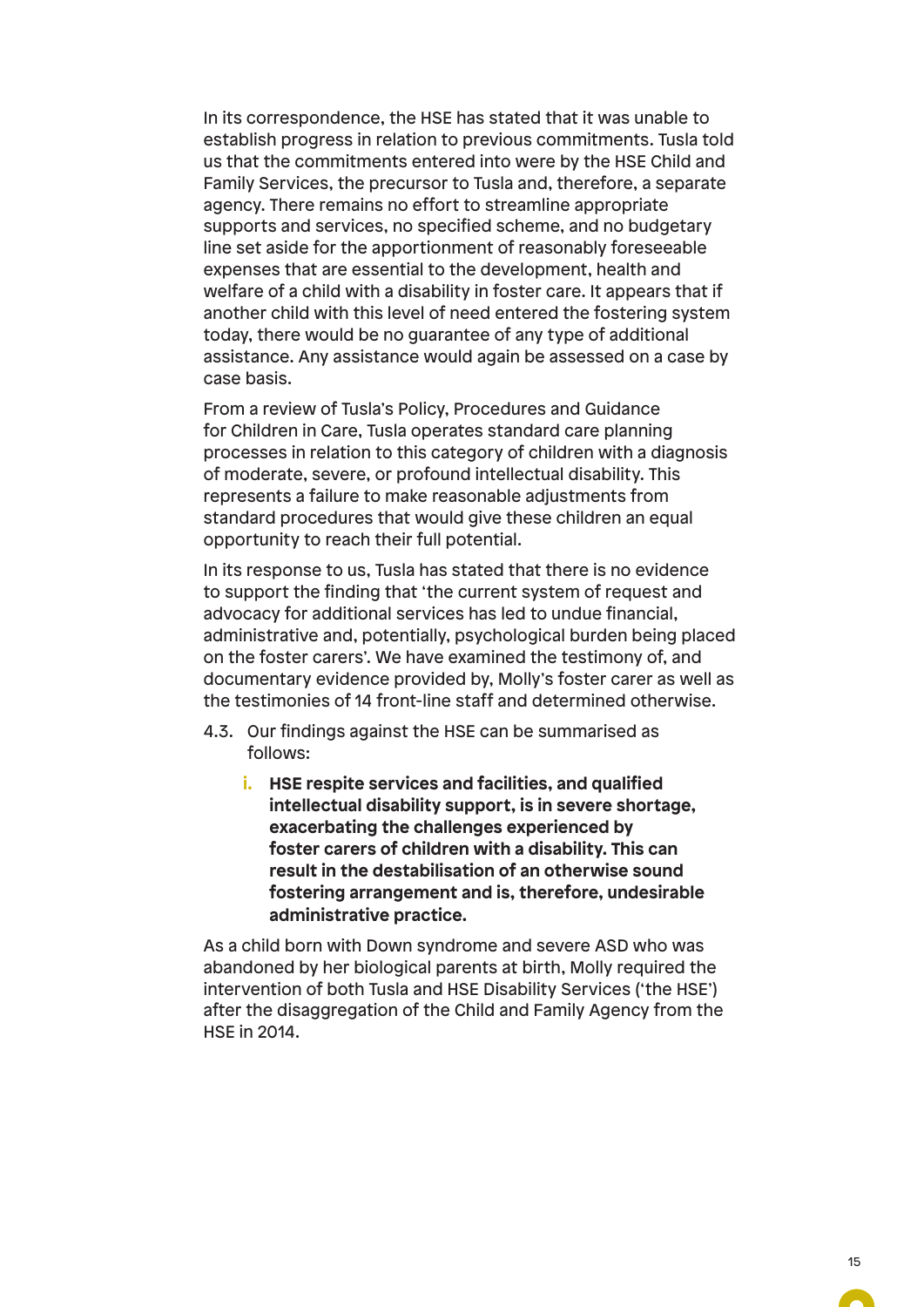In its correspondence, the HSE has stated that it was unable to establish progress in relation to previous commitments. Tusla told us that the commitments entered into were by the HSE Child and Family Services, the precursor to Tusla and, therefore, a separate agency. There remains no effort to streamline appropriate supports and services, no specified scheme, and no budgetary line set aside for the apportionment of reasonably foreseeable expenses that are essential to the development, health and welfare of a child with a disability in foster care. It appears that if another child with this level of need entered the fostering system today, there would be no guarantee of any type of additional assistance. Any assistance would again be assessed on a case by case basis.

From a review of Tusla's Policy, Procedures and Guidance for Children in Care, Tusla operates standard care planning processes in relation to this category of children with a diagnosis of moderate, severe, or profound intellectual disability. This represents a failure to make reasonable adjustments from standard procedures that would give these children an equal opportunity to reach their full potential.

In its response to us, Tusla has stated that there is no evidence to support the finding that 'the current system of request and advocacy for additional services has led to undue financial, administrative and, potentially, psychological burden being placed on the foster carers'. We have examined the testimony of, and documentary evidence provided by, Molly's foster carer as well as the testimonies of 14 front-line staff and determined otherwise.

4.3. Our findings against the HSE can be summarised as follows:

   i. **HSE respite services and facilities, and qualified intellectual disability support, is in severe shortage, exacerbating the challenges experienced by foster carers of children with a disability. This can result in the destabilisation of an otherwise sound fostering arrangement and is, therefore, undesirable administrative practice.**

As a child born with Down syndrome and severe ASD who was abandoned by her biological parents at birth, Molly required the intervention of both Tusla and HSE Disability Services ('the HSE') after the disaggregation of the Child and Family Agency from the HSE in 2014.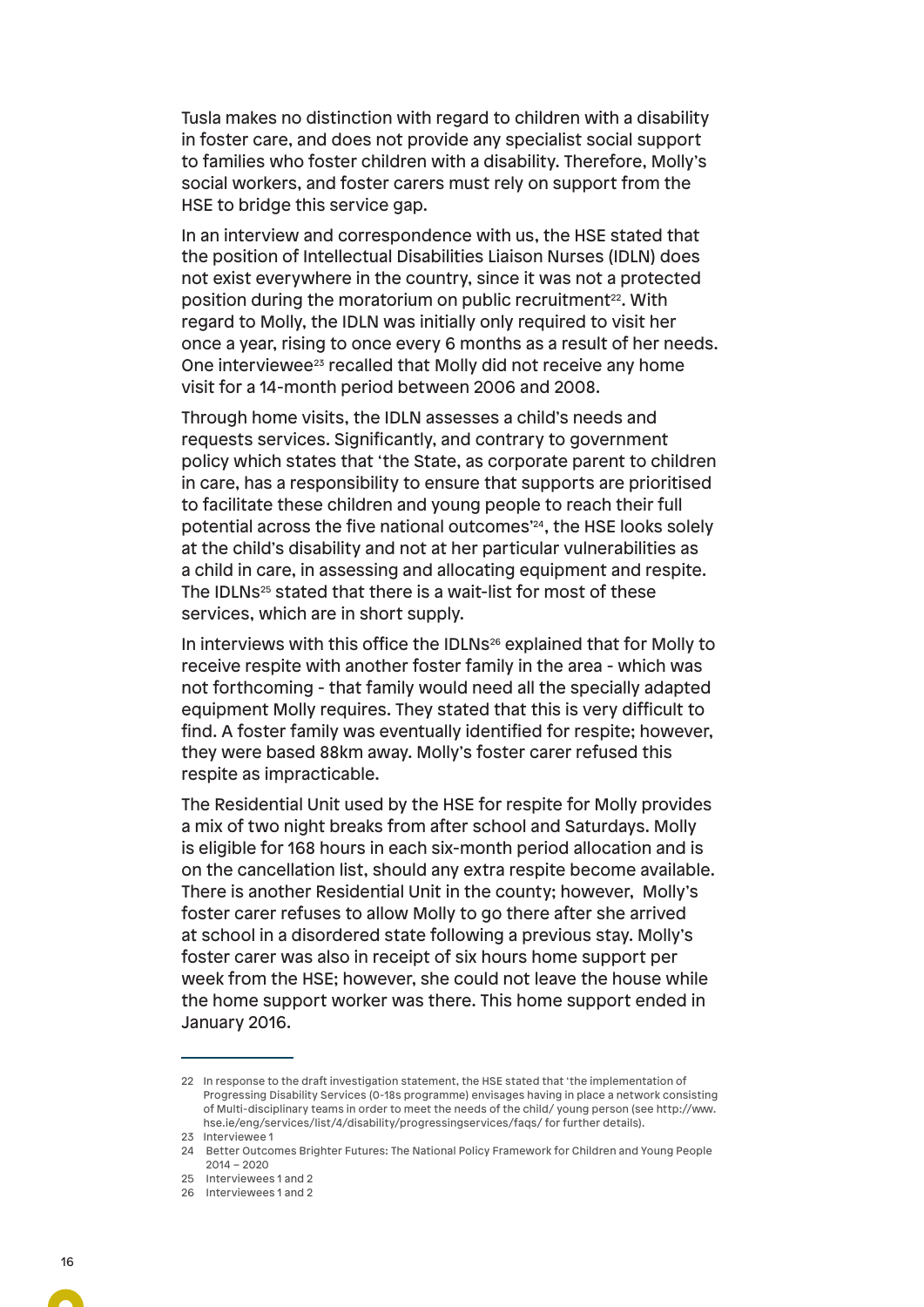Tusla makes no distinction with regard to children with a disability in foster care, and does not provide any specialist social support to families who foster children with a disability. Therefore, Molly's social workers, and foster carers must rely on support from the HSE to bridge this service gap.

In an interview and correspondence with us, the HSE stated that the position of Intellectual Disabilities Liaison Nurses (IDLN) does not exist everywhere in the country, since it was not a protected position during the moratorium on public recruitment[22]. With regard to Molly, the IDLN was initially only required to visit her once a year, rising to once every 6 months as a result of her needs. One interviewee[23] recalled that Molly did not receive any home visit for a 14-month period between 2006 and 2008.

Through home visits, the IDLN assesses a child's needs and requests services. Significantly, and contrary to government policy which states that 'the State, as corporate parent to children in care, has a responsibility to ensure that supports are prioritised to facilitate these children and young people to reach their full potential across the five national outcomes'[24], the HSE looks solely at the child's disability and not at her particular vulnerabilities as a child in care, in assessing and allocating equipment and respite. The IDLNs[25] stated that there is a wait-list for most of these services, which are in short supply.

In interviews with this office the IDLNs[26] explained that for Molly to receive respite with another foster family in the area - which was not forthcoming - that family would need all the specially adapted equipment Molly requires. They stated that this is very difficult to find. A foster family was eventually identified for respite; however, they were based 88km away. Molly's foster carer refused this respite as impracticable.

The Residential Unit used by the HSE for respite for Molly provides a mix of two night breaks from after school and Saturdays. Molly is eligible for 168 hours in each six-month period allocation and is on the cancellation list, should any extra respite become available. There is another Residential Unit in the county; however, Molly's foster carer refuses to allow Molly to go there after she arrived at school in a disordered state following a previous stay. Molly's foster carer was also in receipt of six hours home support per week from the HSE; however, she could not leave the house while the home support worker was there. This home support ended in January 2016.

---

22 In response to the draft investigation statement, the HSE stated that 'the implementation of Progressing Disability Services (0-18s programme) envisages having in place a network consisting of Multi-disciplinary teams in order to meet the needs of the child/ young person (see http://www.hse.ie/eng/services/list/4/disability/progressingservices/faqs/ for further details).

23 Interviewee 1

24 Better Outcomes Brighter Futures: The National Policy Framework for Children and Young People 2014 – 2020

25 Interviewees 1 and 2

26 Interviewees 1 and 2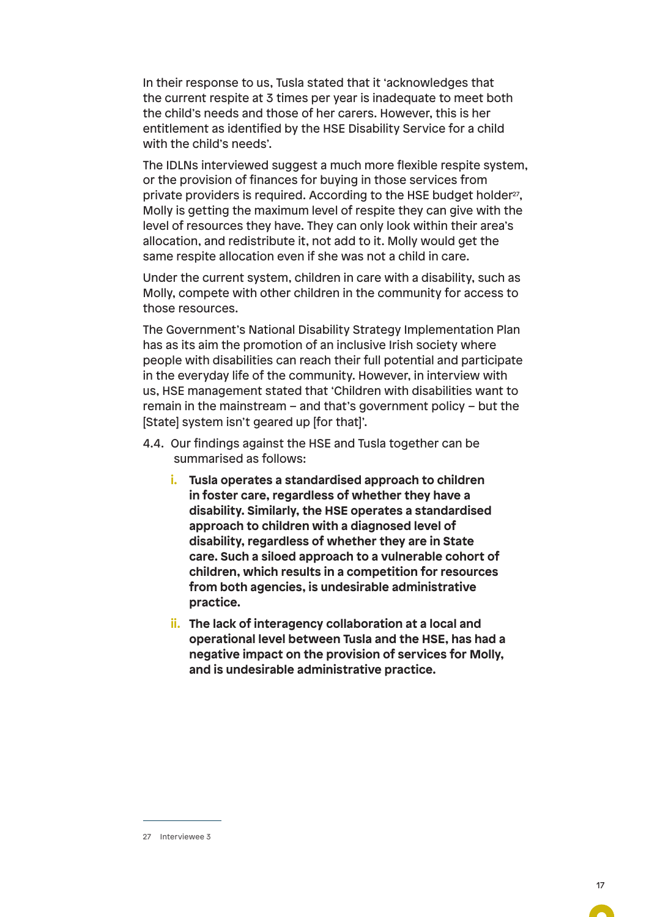In their response to us, Tusla stated that it 'acknowledges that the current respite at 3 times per year is inadequate to meet both the child's needs and those of her carers. However, this is her entitlement as identified by the HSE Disability Service for a child with the child's needs'.

The IDLNs interviewed suggest a much more flexible respite system, or the provision of finances for buying in those services from private providers is required. According to the HSE budget holder[27], Molly is getting the maximum level of respite they can give with the level of resources they have. They can only look within their area's allocation, and redistribute it, not add to it. Molly would get the same respite allocation even if she was not a child in care.

Under the current system, children in care with a disability, such as Molly, compete with other children in the community for access to those resources.

The Government's National Disability Strategy Implementation Plan has as its aim the promotion of an inclusive Irish society where people with disabilities can reach their full potential and participate in the everyday life of the community. However, in interview with us, HSE management stated that 'Children with disabilities want to remain in the mainstream – and that's government policy – but the [State] system isn't geared up [for that]'.

4.4. Our findings against the HSE and Tusla together can be summarised as follows:

   i. **Tusla operates a standardised approach to children in foster care, regardless of whether they have a disability. Similarly, the HSE operates a standardised approach to children with a diagnosed level of disability, regardless of whether they are in State care. Such a siloed approach to a vulnerable cohort of children, which results in a competition for resources from both agencies, is undesirable administrative practice.**

   ii. **The lack of interagency collaboration at a local and operational level between Tusla and the HSE, has had a negative impact on the provision of services for Molly, and is undesirable administrative practice.**

---

27 Interviewee 3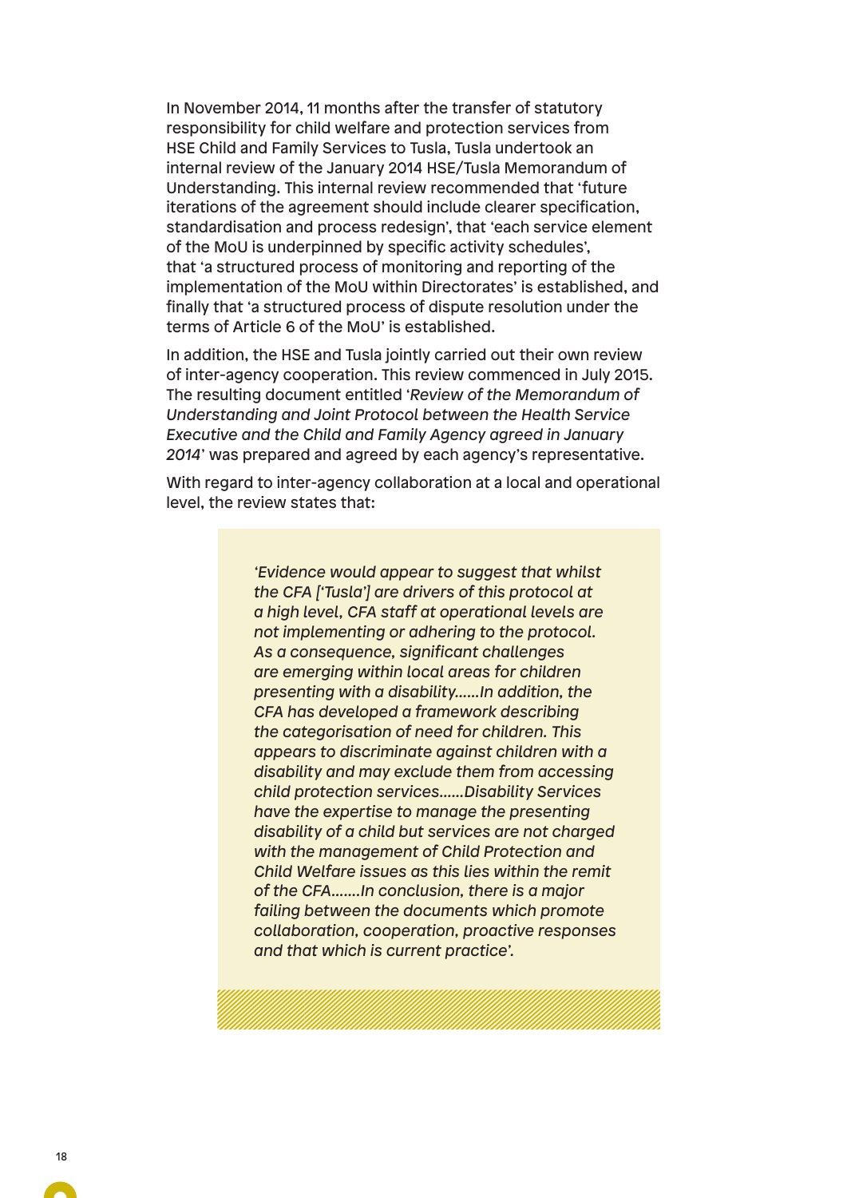In November 2014, 11 months after the transfer of statutory responsibility for child welfare and protection services from HSE Child and Family Services to Tusla, Tusla undertook an internal review of the January 2014 HSE/Tusla Memorandum of Understanding. This internal review recommended that 'future iterations of the agreement should include clearer specification, standardisation and process redesign', that 'each service element of the MoU is underpinned by specific activity schedules', that 'a structured process of monitoring and reporting of the implementation of the MoU within Directorates' is established, and finally that 'a structured process of dispute resolution under the terms of Article 6 of the MoU' is established.

In addition, the HSE and Tusla jointly carried out their own review of inter-agency cooperation. This review commenced in July 2015. The resulting document entitled '*Review of the Memorandum of Understanding and Joint Protocol between the Health Service Executive and the Child and Family Agency agreed in January 2014*' was prepared and agreed by each agency's representative.

With regard to inter-agency collaboration at a local and operational level, the review states that:

> *'Evidence would appear to suggest that whilst the CFA ['Tusla'] are drivers of this protocol at a high level, CFA staff at operational levels are not implementing or adhering to the protocol. As a consequence, significant challenges are emerging within local areas for children presenting with a disability......In addition, the CFA has developed a framework describing the categorisation of need for children. This appears to discriminate against children with a disability and may exclude them from accessing child protection services......Disability Services have the expertise to manage the presenting disability of a child but services are not charged with the management of Child Protection and Child Welfare issues as this lies within the remit of the CFA.......In conclusion, there is a major failing between the documents which promote collaboration, cooperation, proactive responses and that which is current practice'.*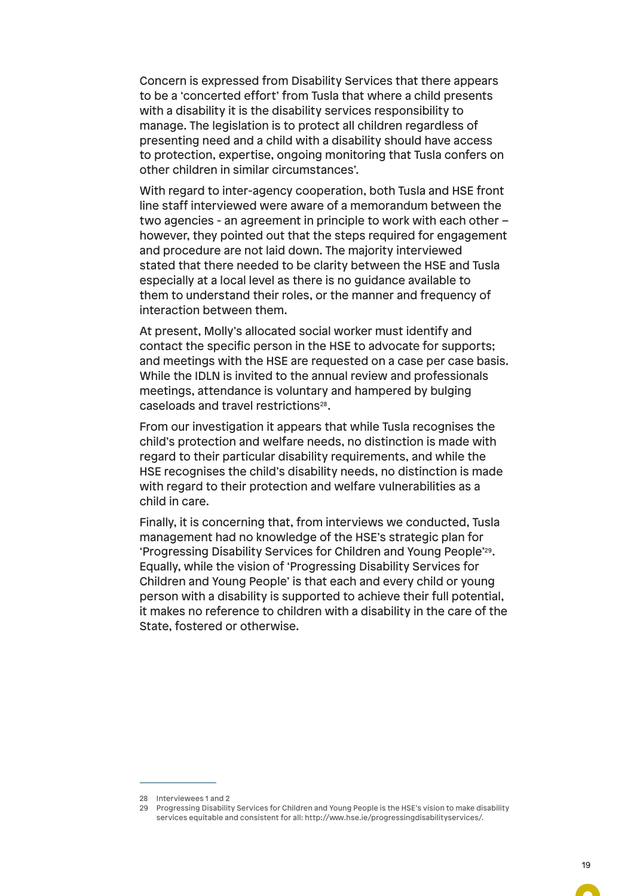Concern is expressed from Disability Services that there appears to be a 'concerted effort' from Tusla that where a child presents with a disability it is the disability services responsibility to manage. The legislation is to protect all children regardless of presenting need and a child with a disability should have access to protection, expertise, ongoing monitoring that Tusla confers on other children in similar circumstances'.

With regard to inter-agency cooperation, both Tusla and HSE front line staff interviewed were aware of a memorandum between the two agencies - an agreement in principle to work with each other – however, they pointed out that the steps required for engagement and procedure are not laid down. The majority interviewed stated that there needed to be clarity between the HSE and Tusla especially at a local level as there is no guidance available to them to understand their roles, or the manner and frequency of interaction between them.

At present, Molly's allocated social worker must identify and contact the specific person in the HSE to advocate for supports; and meetings with the HSE are requested on a case per case basis. While the IDLN is invited to the annual review and professionals meetings, attendance is voluntary and hampered by bulging caseloads and travel restrictions[28].

From our investigation it appears that while Tusla recognises the child's protection and welfare needs, no distinction is made with regard to their particular disability requirements, and while the HSE recognises the child's disability needs, no distinction is made with regard to their protection and welfare vulnerabilities as a child in care.

Finally, it is concerning that, from interviews we conducted, Tusla management had no knowledge of the HSE's strategic plan for 'Progressing Disability Services for Children and Young People'[29]. Equally, while the vision of 'Progressing Disability Services for Children and Young People' is that each and every child or young person with a disability is supported to achieve their full potential, it makes no reference to children with a disability in the care of the State, fostered or otherwise.

---

28 Interviewees 1 and 2

29 Progressing Disability Services for Children and Young People is the HSE's vision to make disability services equitable and consistent for all: http://www.hse.ie/progressingdisabilityservices/.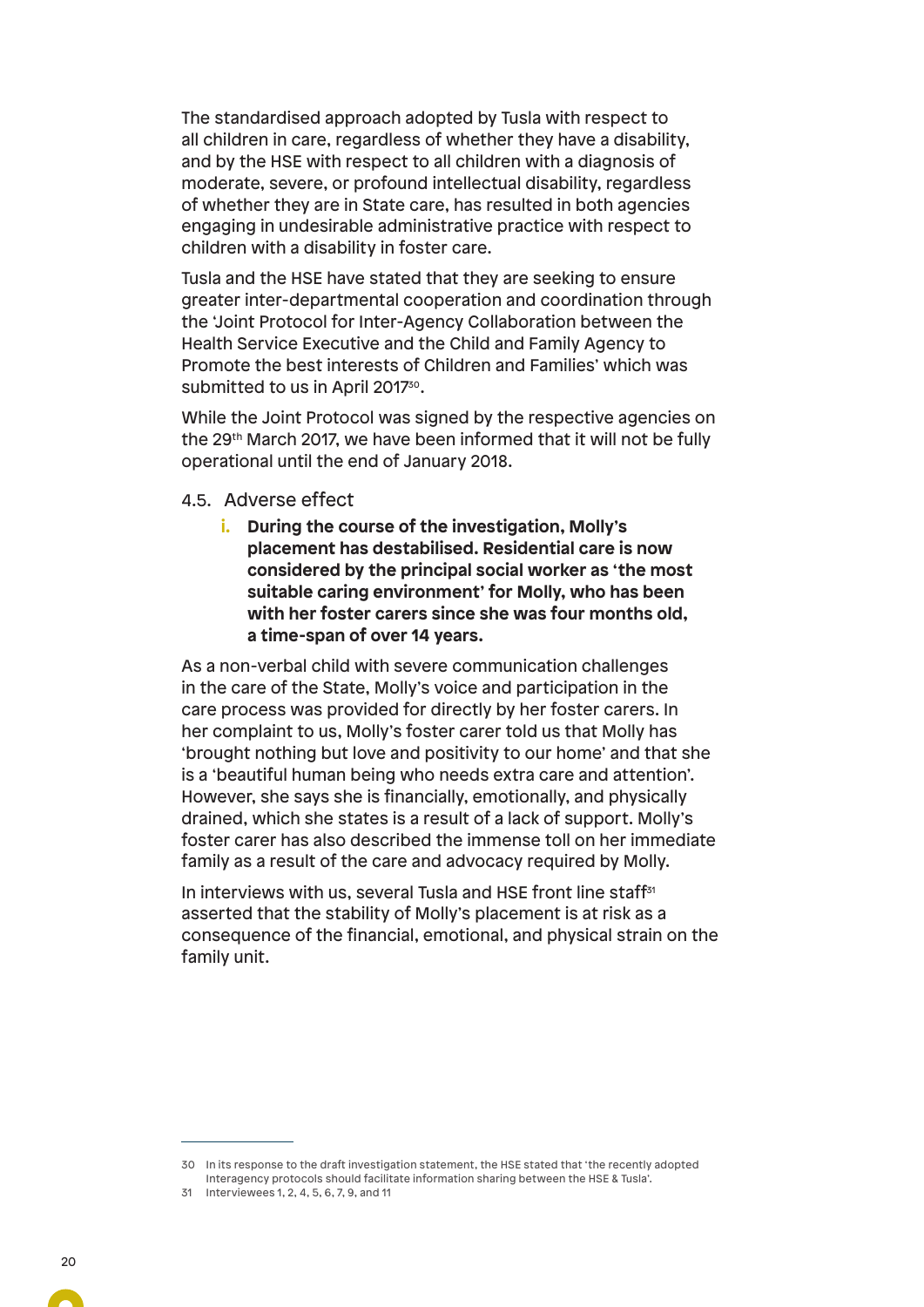The standardised approach adopted by Tusla with respect to all children in care, regardless of whether they have a disability, and by the HSE with respect to all children with a diagnosis of moderate, severe, or profound intellectual disability, regardless of whether they are in State care, has resulted in both agencies engaging in undesirable administrative practice with respect to children with a disability in foster care.

Tusla and the HSE have stated that they are seeking to ensure greater inter-departmental cooperation and coordination through the 'Joint Protocol for Inter-Agency Collaboration between the Health Service Executive and the Child and Family Agency to Promote the best interests of Children and Families' which was submitted to us in April 2017[30].

While the Joint Protocol was signed by the respective agencies on the 29th March 2017, we have been informed that it will not be fully operational until the end of January 2018.

### 4.5. Adverse effect

i. **During the course of the investigation, Molly's placement has destabilised. Residential care is now considered by the principal social worker as 'the most suitable caring environment' for Molly, who has been with her foster carers since she was four months old, a time-span of over 14 years.**

As a non-verbal child with severe communication challenges in the care of the State, Molly's voice and participation in the care process was provided for directly by her foster carers. In her complaint to us, Molly's foster carer told us that Molly has 'brought nothing but love and positivity to our home' and that she is a 'beautiful human being who needs extra care and attention'. However, she says she is financially, emotionally, and physically drained, which she states is a result of a lack of support. Molly's foster carer has also described the immense toll on her immediate family as a result of the care and advocacy required by Molly.

In interviews with us, several Tusla and HSE front line staff[31] asserted that the stability of Molly's placement is at risk as a consequence of the financial, emotional, and physical strain on the family unit.

---

30 In its response to the draft investigation statement, the HSE stated that 'the recently adopted Interagency protocols should facilitate information sharing between the HSE & Tusla'.

31 Interviewees 1, 2, 4, 5, 6, 7, 9, and 11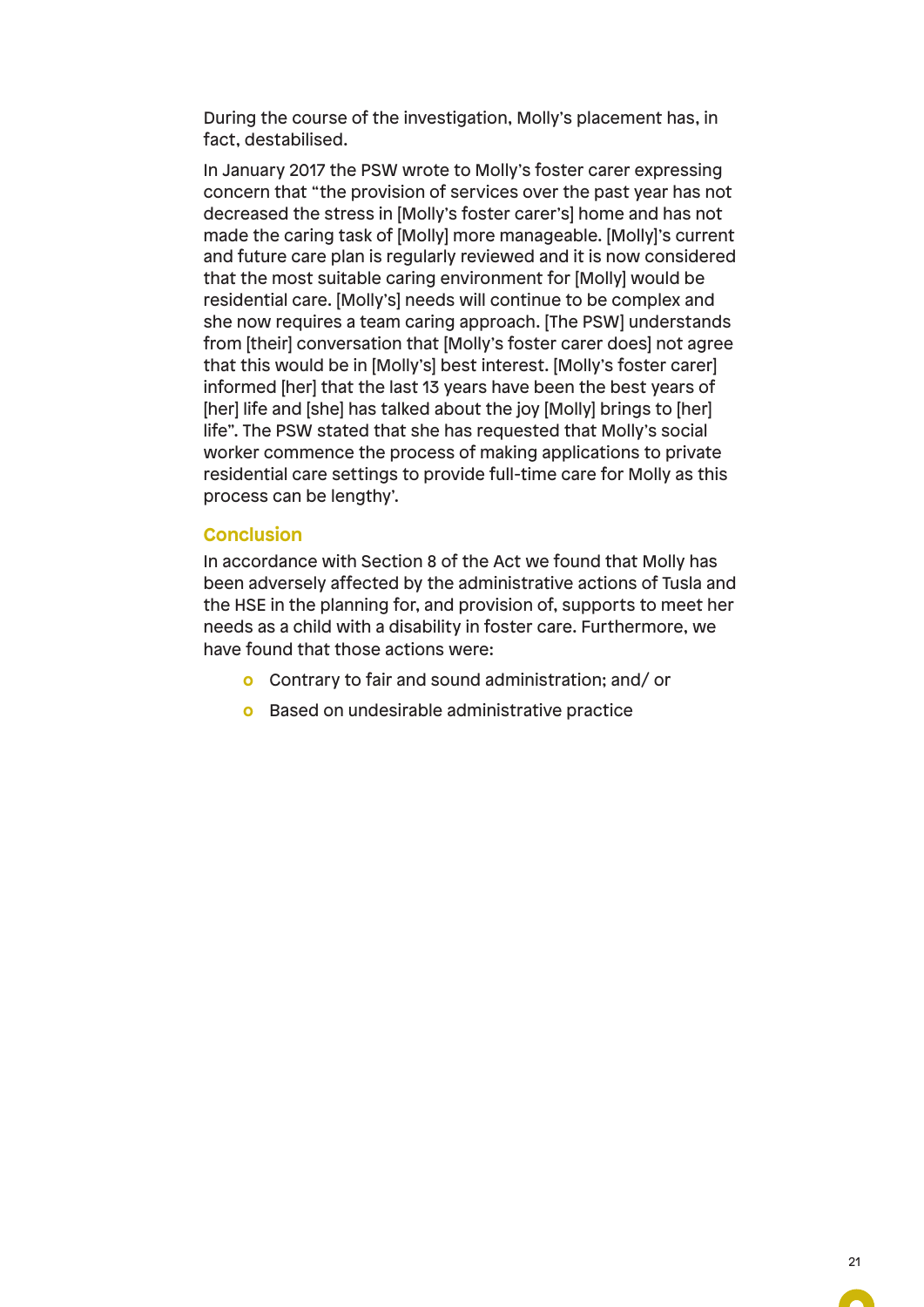During the course of the investigation, Molly's placement has, in fact, destabilised.

In January 2017 the PSW wrote to Molly's foster carer expressing concern that "the provision of services over the past year has not decreased the stress in [Molly's foster carer's] home and has not made the caring task of [Molly] more manageable. [Molly]'s current and future care plan is regularly reviewed and it is now considered that the most suitable caring environment for [Molly] would be residential care. [Molly's] needs will continue to be complex and she now requires a team caring approach. [The PSW] understands from [their] conversation that [Molly's foster carer does] not agree that this would be in [Molly's] best interest. [Molly's foster carer] informed [her] that the last 13 years have been the best years of [her] life and [she] has talked about the joy [Molly] brings to [her] life". The PSW stated that she has requested that Molly's social worker commence the process of making applications to private residential care settings to provide full-time care for Molly as this process can be lengthy'.

## Conclusion

In accordance with Section 8 of the Act we found that Molly has been adversely affected by the administrative actions of Tusla and the HSE in the planning for, and provision of, supports to meet her needs as a child with a disability in foster care. Furthermore, we have found that those actions were:

- Contrary to fair and sound administration; and/ or
- Based on undesirable administrative practice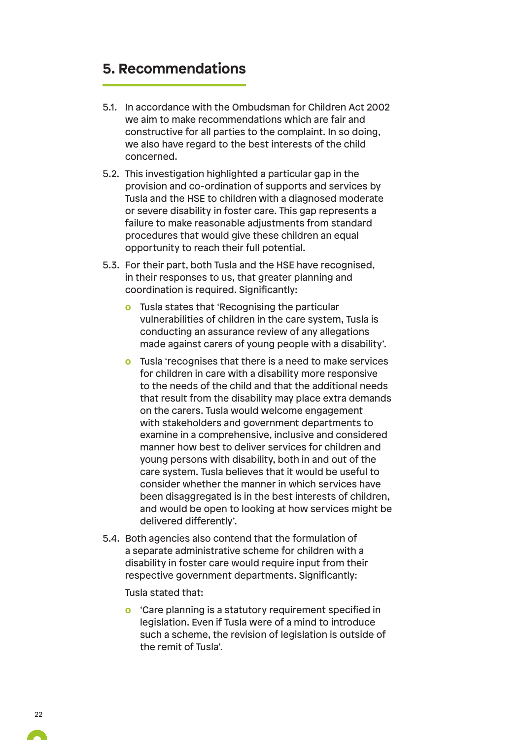## 5. Recommendations

5.1. In accordance with the Ombudsman for Children Act 2002 we aim to make recommendations which are fair and constructive for all parties to the complaint. In so doing, we also have regard to the best interests of the child concerned.

5.2. This investigation highlighted a particular gap in the provision and co-ordination of supports and services by Tusla and the HSE to children with a diagnosed moderate or severe disability in foster care. This gap represents a failure to make reasonable adjustments from standard procedures that would give these children an equal opportunity to reach their full potential.

5.3. For their part, both Tusla and the HSE have recognised, in their responses to us, that greater planning and coordination is required. Significantly:

- Tusla states that 'Recognising the particular vulnerabilities of children in the care system, Tusla is conducting an assurance review of any allegations made against carers of young people with a disability'.
- Tusla 'recognises that there is a need to make services for children in care with a disability more responsive to the needs of the child and that the additional needs that result from the disability may place extra demands on the carers. Tusla would welcome engagement with stakeholders and government departments to examine in a comprehensive, inclusive and considered manner how best to deliver services for children and young persons with disability, both in and out of the care system. Tusla believes that it would be useful to consider whether the manner in which services have been disaggregated is in the best interests of children, and would be open to looking at how services might be delivered differently'.

5.4. Both agencies also contend that the formulation of a separate administrative scheme for children with a disability in foster care would require input from their respective government departments. Significantly:

Tusla stated that:

- 'Care planning is a statutory requirement specified in legislation. Even if Tusla were of a mind to introduce such a scheme, the revision of legislation is outside of the remit of Tusla'.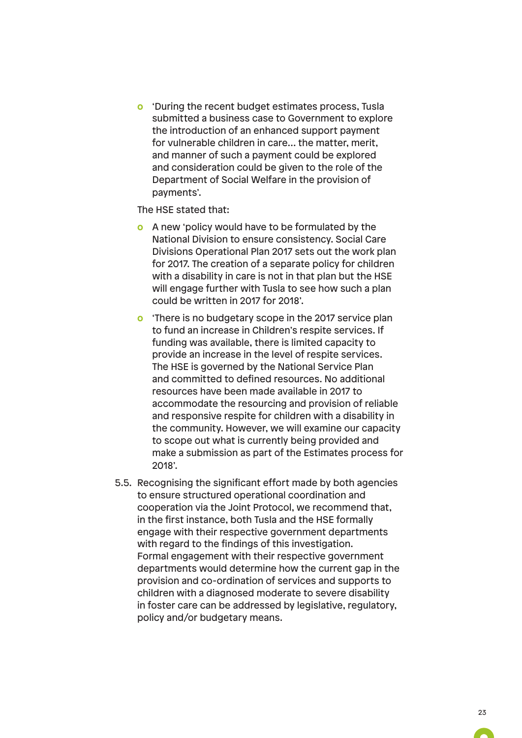- 'During the recent budget estimates process, Tusla submitted a business case to Government to explore the introduction of an enhanced support payment for vulnerable children in care... the matter, merit, and manner of such a payment could be explored and consideration could be given to the role of the Department of Social Welfare in the provision of payments'.

The HSE stated that:

- A new 'policy would have to be formulated by the National Division to ensure consistency. Social Care Divisions Operational Plan 2017 sets out the work plan for 2017. The creation of a separate policy for children with a disability in care is not in that plan but the HSE will engage further with Tusla to see how such a plan could be written in 2017 for 2018'.
- 'There is no budgetary scope in the 2017 service plan to fund an increase in Children's respite services. If funding was available, there is limited capacity to provide an increase in the level of respite services. The HSE is governed by the National Service Plan and committed to defined resources. No additional resources have been made available in 2017 to accommodate the resourcing and provision of reliable and responsive respite for children with a disability in the community. However, we will examine our capacity to scope out what is currently being provided and make a submission as part of the Estimates process for 2018'.

5.5. Recognising the significant effort made by both agencies to ensure structured operational coordination and cooperation via the Joint Protocol, we recommend that, in the first instance, both Tusla and the HSE formally engage with their respective government departments with regard to the findings of this investigation. Formal engagement with their respective government departments would determine how the current gap in the provision and co-ordination of services and supports to children with a diagnosed moderate to severe disability in foster care can be addressed by legislative, regulatory, policy and/or budgetary means.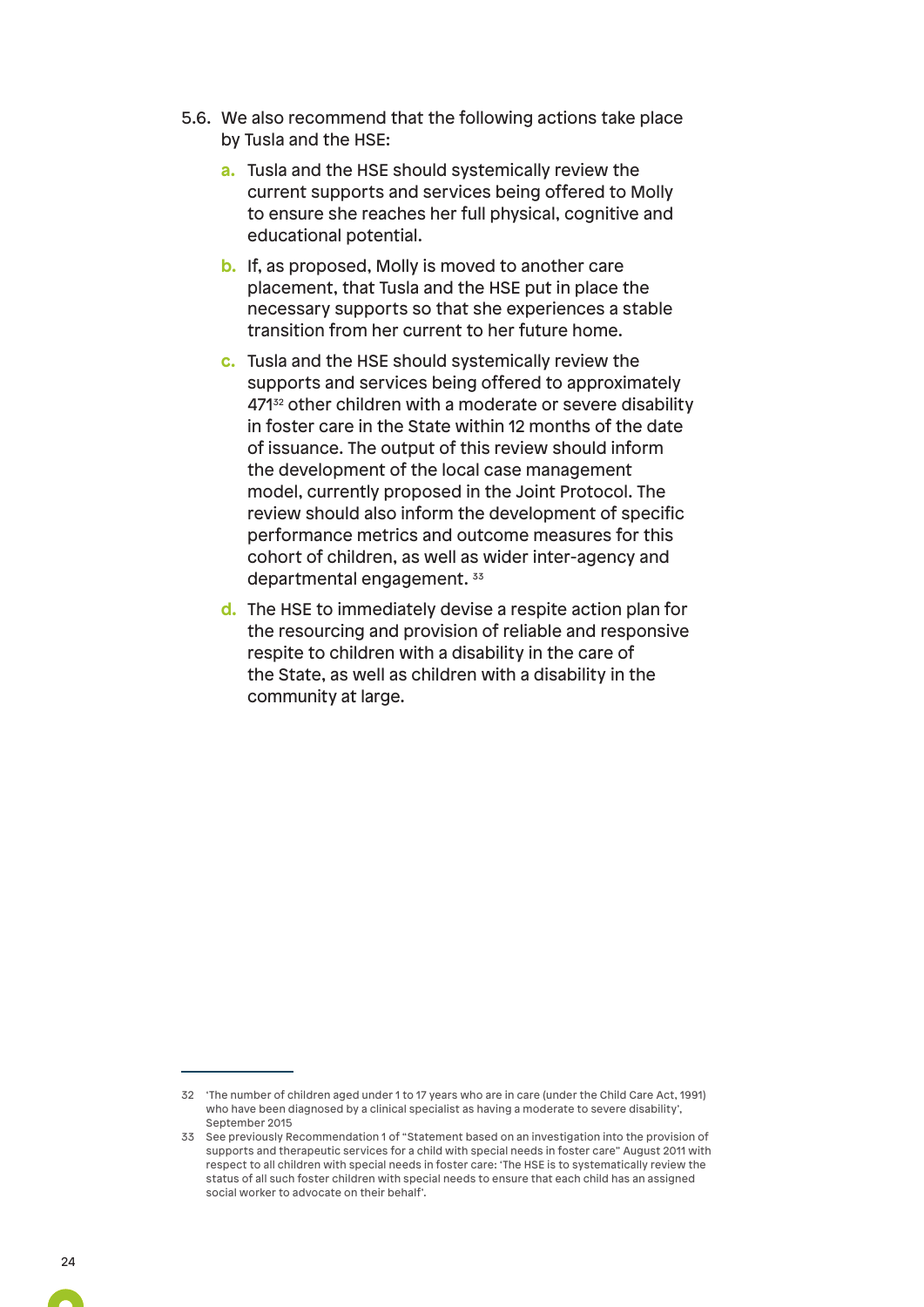5.6. We also recommend that the following actions take place by Tusla and the HSE:

a. Tusla and the HSE should systemically review the current supports and services being offered to Molly to ensure she reaches her full physical, cognitive and educational potential.

b. If, as proposed, Molly is moved to another care placement, that Tusla and the HSE put in place the necessary supports so that she experiences a stable transition from her current to her future home.

c. Tusla and the HSE should systemically review the supports and services being offered to approximately 471[32] other children with a moderate or severe disability in foster care in the State within 12 months of the date of issuance. The output of this review should inform the development of the local case management model, currently proposed in the Joint Protocol. The review should also inform the development of specific performance metrics and outcome measures for this cohort of children, as well as wider inter-agency and departmental engagement. [33]

d. The HSE to immediately devise a respite action plan for the resourcing and provision of reliable and responsive respite to children with a disability in the care of the State, as well as children with a disability in the community at large.

---

32 'The number of children aged under 1 to 17 years who are in care (under the Child Care Act, 1991) who have been diagnosed by a clinical specialist as having a moderate to severe disability', September 2015

33 See previously Recommendation 1 of "Statement based on an investigation into the provision of supports and therapeutic services for a child with special needs in foster care" August 2011 with respect to all children with special needs in foster care: 'The HSE is to systematically review the status of all such foster children with special needs to ensure that each child has an assigned social worker to advocate on their behalf'.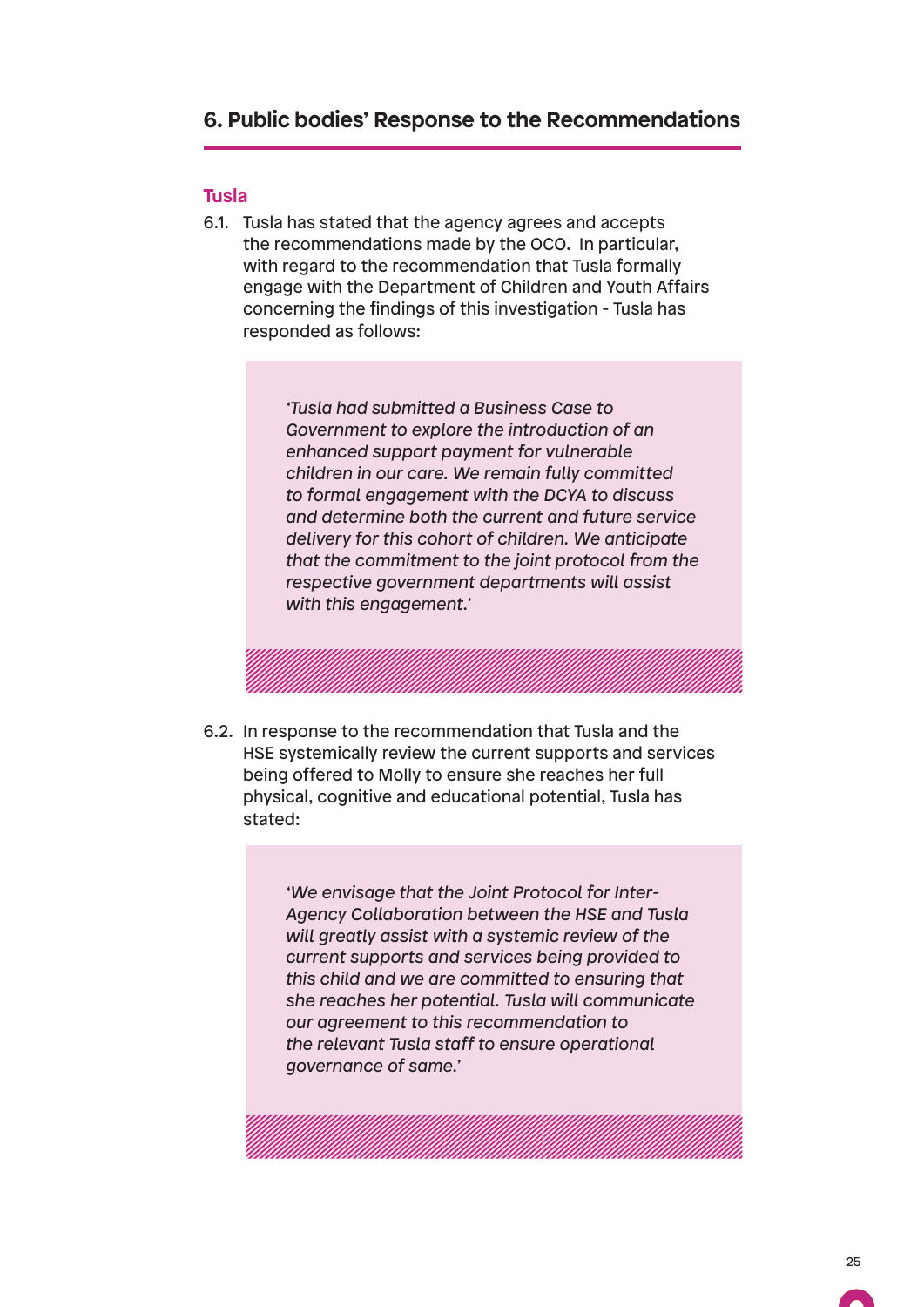## 6. Public bodies' Response to the Recommendations

### Tusla

6.1. Tusla has stated that the agency agrees and accepts the recommendations made by the OCO. In particular, with regard to the recommendation that Tusla formally engage with the Department of Children and Youth Affairs concerning the findings of this investigation - Tusla has responded as follows:

> *'Tusla had submitted a Business Case to Government to explore the introduction of an enhanced support payment for vulnerable children in our care. We remain fully committed to formal engagement with the DCYA to discuss and determine both the current and future service delivery for this cohort of children. We anticipate that the commitment to the joint protocol from the respective government departments will assist with this engagement.'*

6.2. In response to the recommendation that Tusla and the HSE systemically review the current supports and services being offered to Molly to ensure she reaches her full physical, cognitive and educational potential, Tusla has stated:

> *'We envisage that the Joint Protocol for Inter-Agency Collaboration between the HSE and Tusla will greatly assist with a systemic review of the current supports and services being provided to this child and we are committed to ensuring that she reaches her potential. Tusla will communicate our agreement to this recommendation to the relevant Tusla staff to ensure operational governance of same.'*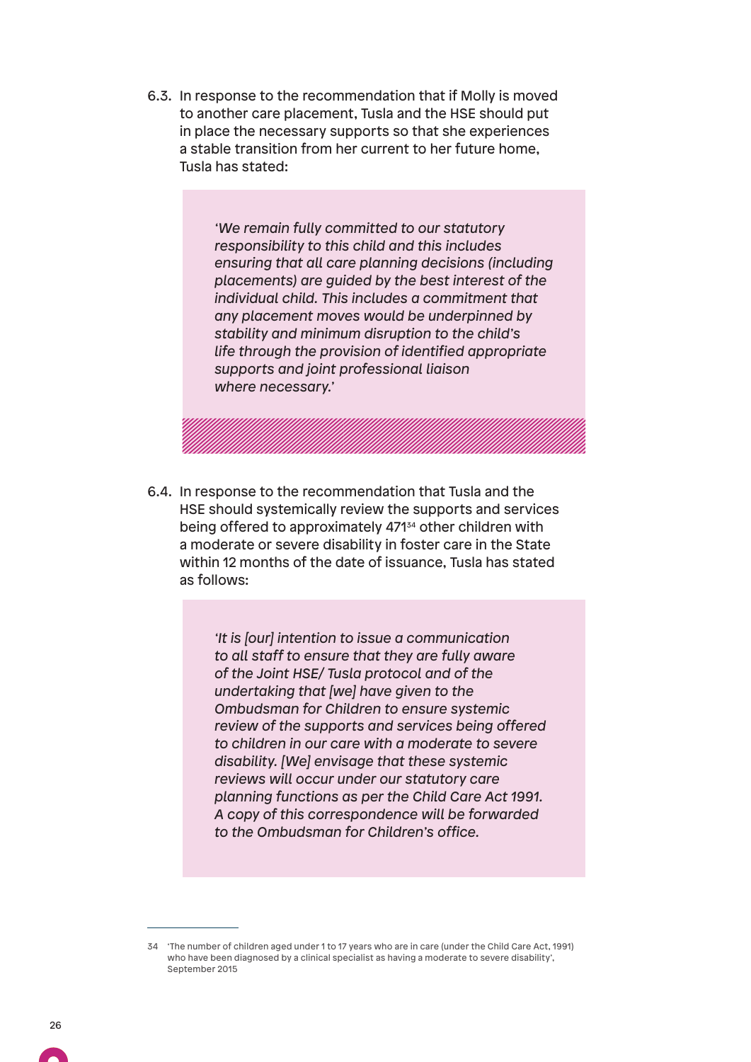6.3. In response to the recommendation that if Molly is moved to another care placement, Tusla and the HSE should put in place the necessary supports so that she experiences a stable transition from her current to her future home, Tusla has stated:

> *'We remain fully committed to our statutory responsibility to this child and this includes ensuring that all care planning decisions (including placements) are guided by the best interest of the individual child. This includes a commitment that any placement moves would be underpinned by stability and minimum disruption to the child's life through the provision of identified appropriate supports and joint professional liaison where necessary.'*

6.4. In response to the recommendation that Tusla and the HSE should systemically review the supports and services being offered to approximately 471[34] other children with a moderate or severe disability in foster care in the State within 12 months of the date of issuance, Tusla has stated as follows:

> *'It is [our] intention to issue a communication to all staff to ensure that they are fully aware of the Joint HSE/ Tusla protocol and of the undertaking that [we] have given to the Ombudsman for Children to ensure systemic review of the supports and services being offered to children in our care with a moderate to severe disability. [We] envisage that these systemic reviews will occur under our statutory care planning functions as per the Child Care Act 1991. A copy of this correspondence will be forwarded to the Ombudsman for Children's office.*

---

34 'The number of children aged under 1 to 17 years who are in care (under the Child Care Act, 1991) who have been diagnosed by a clinical specialist as having a moderate to severe disability', September 2015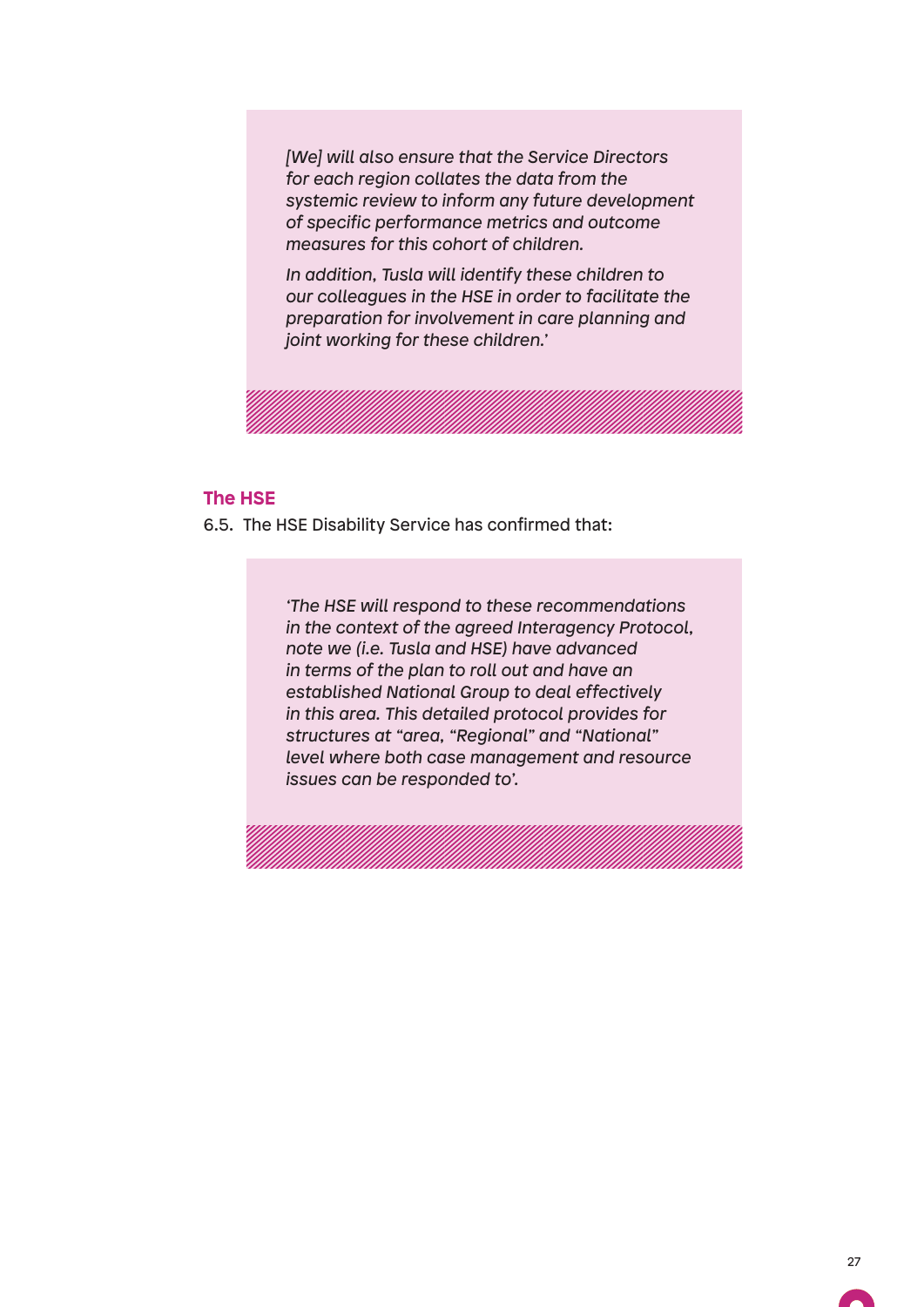*[We] will also ensure that the Service Directors for each region collates the data from the systemic review to inform any future development of specific performance metrics and outcome measures for this cohort of children.*

*In addition, Tusla will identify these children to our colleagues in the HSE in order to facilitate the preparation for involvement in care planning and joint working for these children.'*

## The HSE

6.5. The HSE Disability Service has confirmed that:

*'The HSE will respond to these recommendations in the context of the agreed Interagency Protocol, note we (i.e. Tusla and HSE) have advanced in terms of the plan to roll out and have an established National Group to deal effectively in this area. This detailed protocol provides for structures at "area, "Regional" and "National" level where both case management and resource issues can be responded to'.*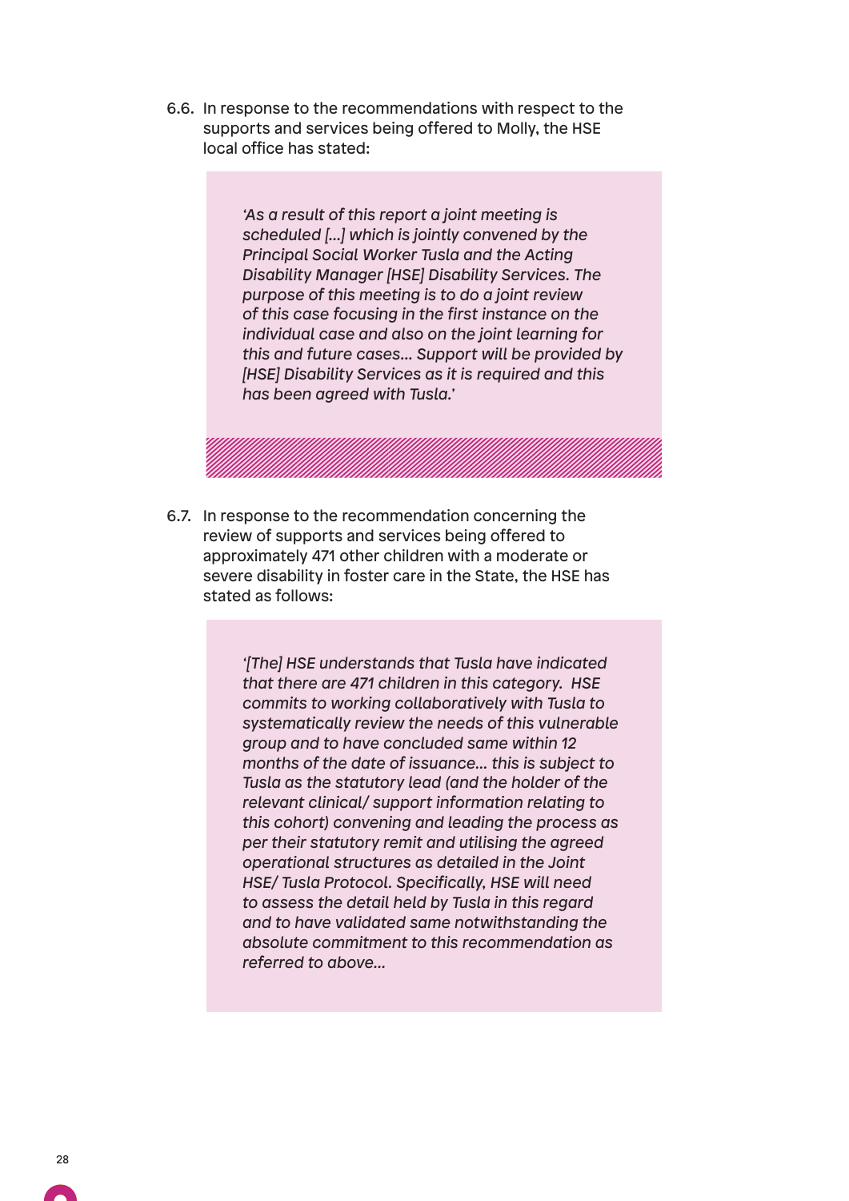6.6. In response to the recommendations with respect to the supports and services being offered to Molly, the HSE local office has stated:

> *'As a result of this report a joint meeting is scheduled [...] which is jointly convened by the Principal Social Worker Tusla and the Acting Disability Manager [HSE] Disability Services. The purpose of this meeting is to do a joint review of this case focusing in the first instance on the individual case and also on the joint learning for this and future cases... Support will be provided by [HSE] Disability Services as it is required and this has been agreed with Tusla.'*

6.7. In response to the recommendation concerning the review of supports and services being offered to approximately 471 other children with a moderate or severe disability in foster care in the State, the HSE has stated as follows:

> *'[The] HSE understands that Tusla have indicated that there are 471 children in this category. HSE commits to working collaboratively with Tusla to systematically review the needs of this vulnerable group and to have concluded same within 12 months of the date of issuance... this is subject to Tusla as the statutory lead (and the holder of the relevant clinical/ support information relating to this cohort) convening and leading the process as per their statutory remit and utilising the agreed operational structures as detailed in the Joint HSE/ Tusla Protocol. Specifically, HSE will need to assess the detail held by Tusla in this regard and to have validated same notwithstanding the absolute commitment to this recommendation as referred to above...*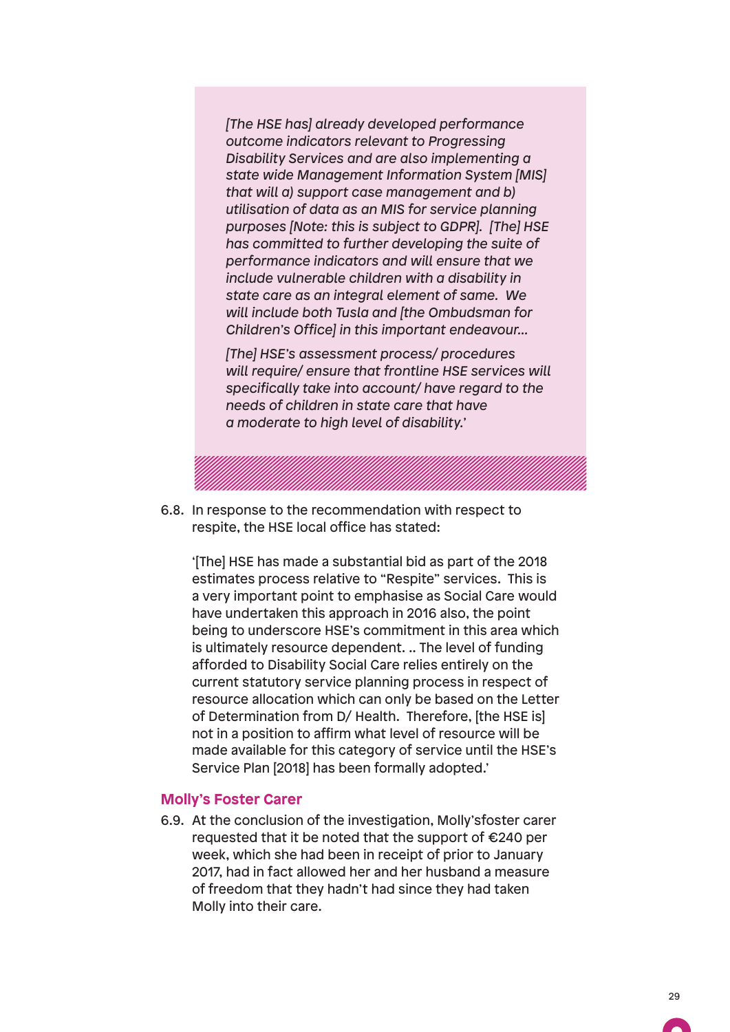*[The HSE has] already developed performance outcome indicators relevant to Progressing Disability Services and are also implementing a state wide Management Information System [MIS] that will a) support case management and b) utilisation of data as an MIS for service planning purposes [Note: this is subject to GDPR]. [The] HSE has committed to further developing the suite of performance indicators and will ensure that we include vulnerable children with a disability in state care as an integral element of same. We will include both Tusla and [the Ombudsman for Children's Office] in this important endeavour...*

*[The] HSE's assessment process/ procedures will require/ ensure that frontline HSE services will specifically take into account/ have regard to the needs of children in state care that have a moderate to high level of disability.'*

6.8. In response to the recommendation with respect to respite, the HSE local office has stated:

'[The] HSE has made a substantial bid as part of the 2018 estimates process relative to "Respite" services. This is a very important point to emphasise as Social Care would have undertaken this approach in 2016 also, the point being to underscore HSE's commitment in this area which is ultimately resource dependent. .. The level of funding afforded to Disability Social Care relies entirely on the current statutory service planning process in respect of resource allocation which can only be based on the Letter of Determination from D/ Health. Therefore, [the HSE is] not in a position to affirm what level of resource will be made available for this category of service until the HSE's Service Plan [2018] has been formally adopted.'

### Molly's Foster Carer

6.9. At the conclusion of the investigation, Molly'sfoster carer requested that it be noted that the support of €240 per week, which she had been in receipt of prior to January 2017, had in fact allowed her and her husband a measure of freedom that they hadn't had since they had taken Molly into their care.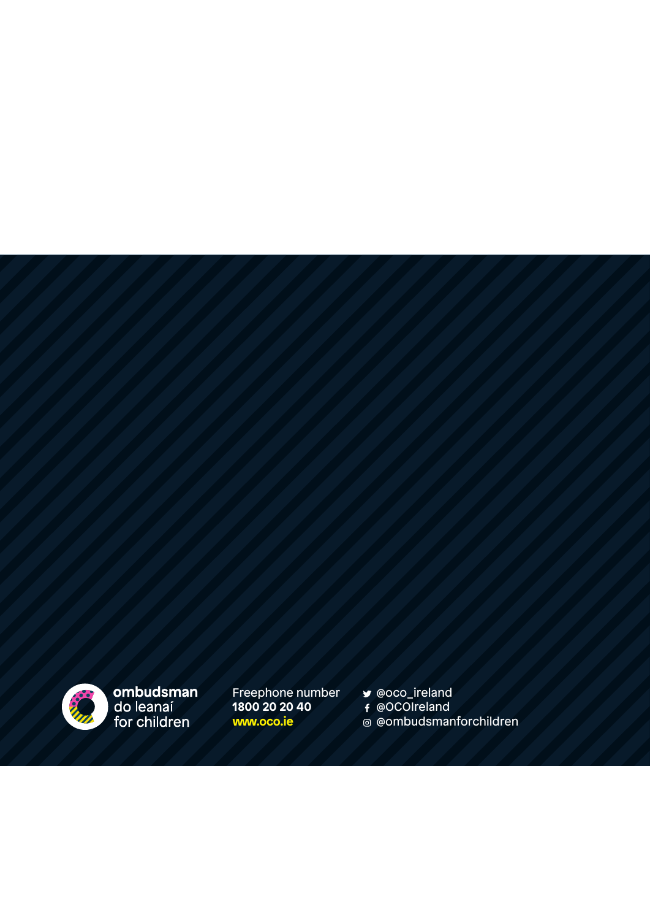**ombudsman**
do leanaí
for children

Freephone number
**1800 20 20 40**
**www.oco.ie**

@oco_ireland
@OCOIreland
@ombudsmanforchildren